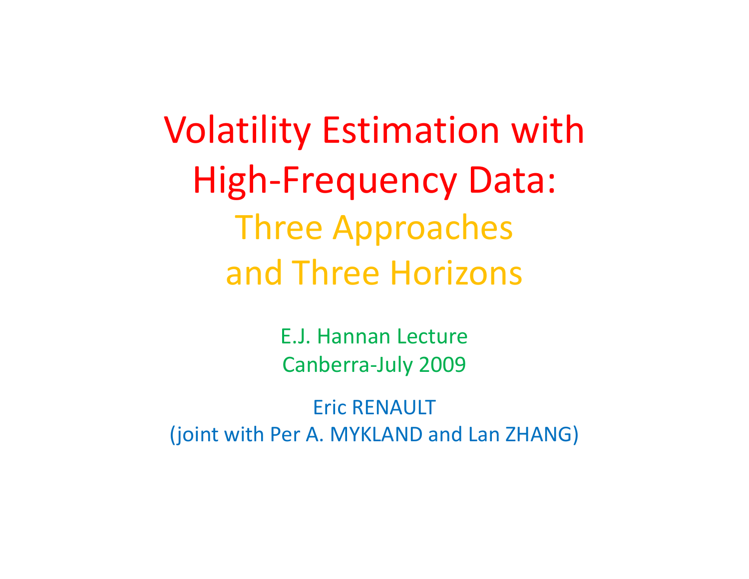# Volatility Estimation with High-Frequency Data:

## Three Approaches and Three Horizons

E.J. Hannan Lecture

Canberra-July 2009

Eric RENAULT

(joint with Per A. MYKLAND and Lan ZHANG)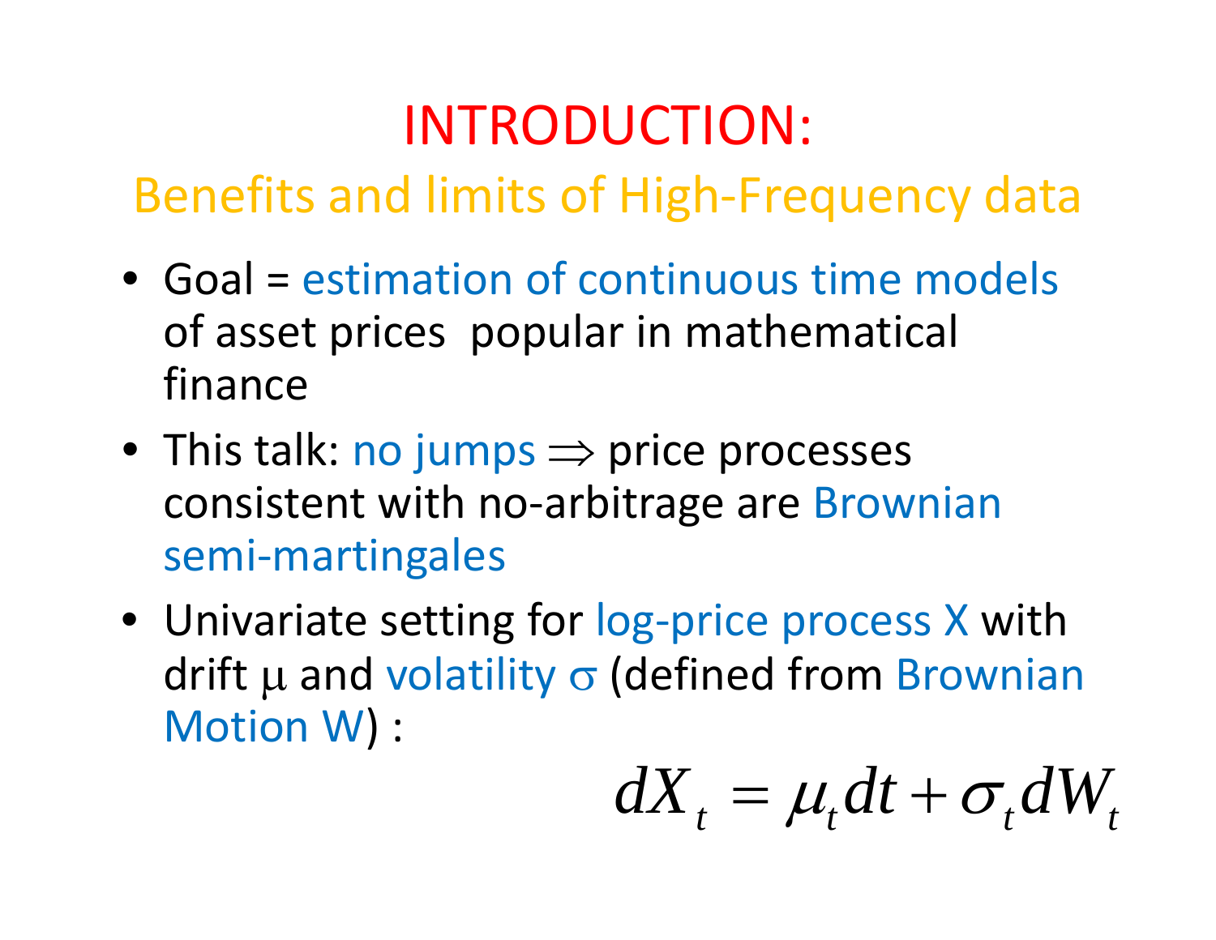# INTRODUCTION:

## Benefits and limits of High-Frequency data

- Goal = estimation of continuous time models of asset prices popular in mathematical finance
- This talk: no jumps $\Rightarrow$ price processes consistent with no-arbitrage are Brownian semi-martingales
- Univariate setting for log-price process X with drift $\mu$ and volatility $\sigma$ (defined from Brownian Motion W) :

$$dX_t = \mu_t dt + \sigma_t dW_t$$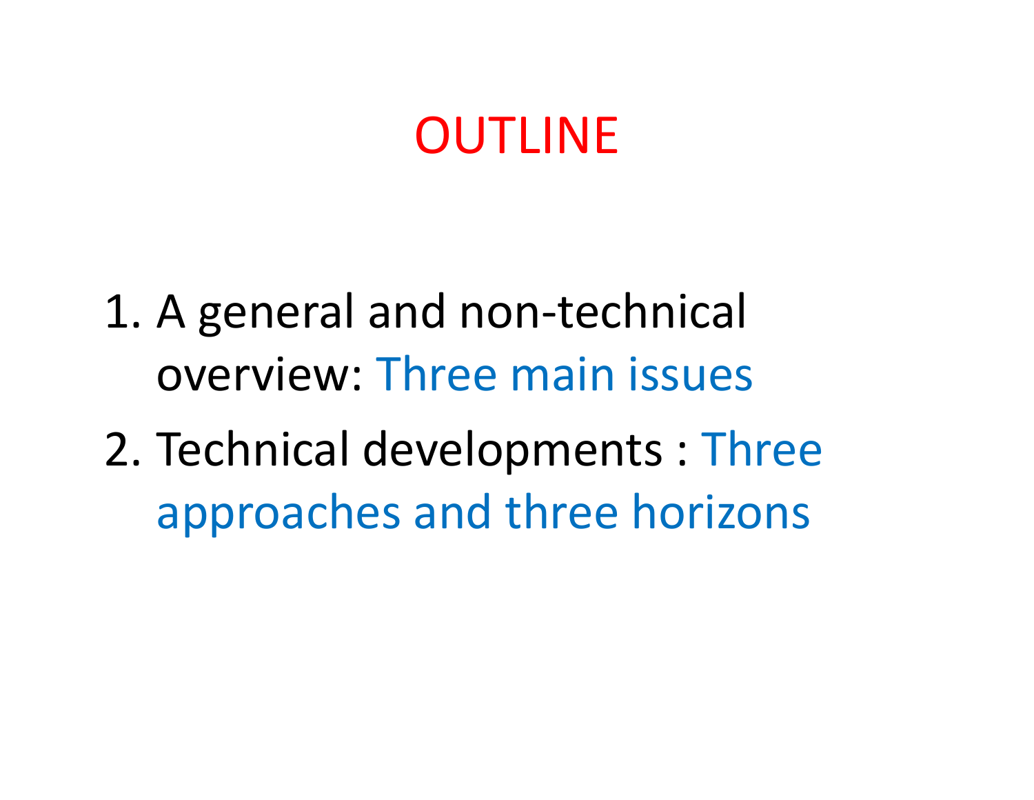# OUTLINE

1. A general and non-technical overview: Three main issues
2. Technical developments : Three approaches and three horizons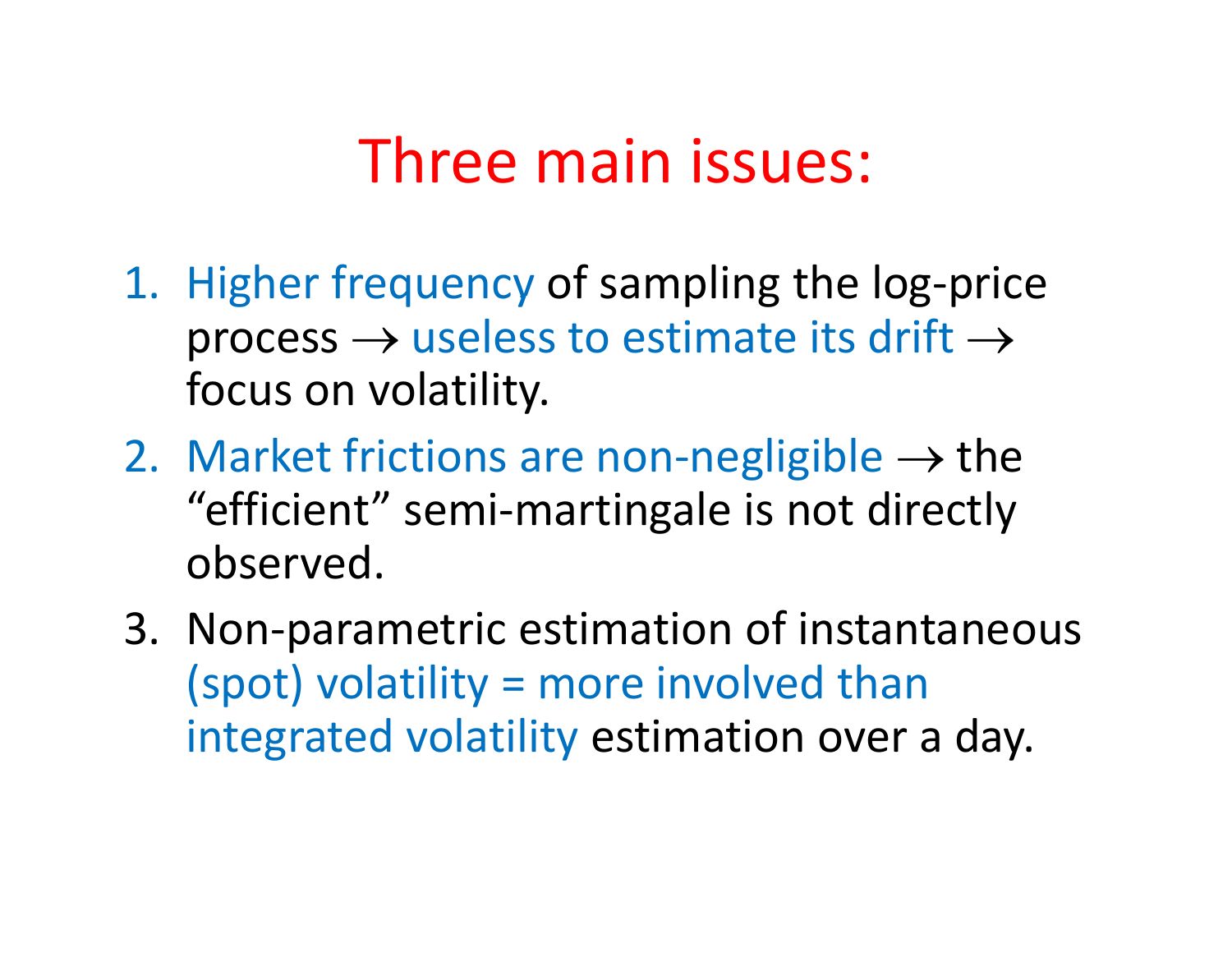# Three main issues:

1. Higher frequency of sampling the log-price process $\rightarrow$ useless to estimate its drift $\rightarrow$ focus on volatility.
2. Market frictions are non-negligible $\rightarrow$ the "efficient" semi-martingale is not directly observed.
3. Non-parametric estimation of instantaneous (spot) volatility = more involved than integrated volatility estimation over a day.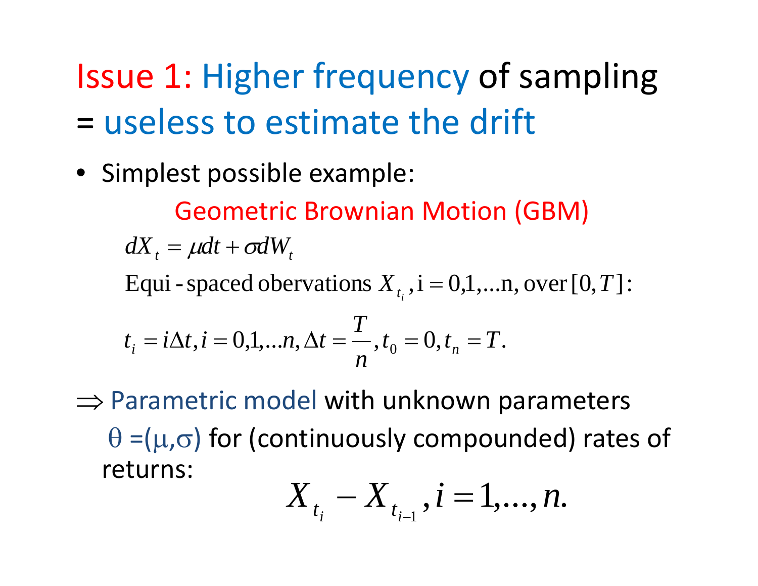# Issue 1: Higher frequency of sampling = useless to estimate the drift

- Simplest possible example:

Geometric Brownian Motion (GBM)

$$dX_t = \mu dt + \sigma dW_t$$

Equi-spaced obervations $X_{t_i}$, i = 0,1,...n, over $[0, T]$:

$$t_i = i\Delta t, i = 0,1,...n, \Delta t = \frac{T}{n}, t_0 = 0, t_n = T.$$

$\Rightarrow$ Parametric model with unknown parameters θ =(μ,σ) for (continuously compounded) rates of returns:

$$X_{t_i} - X_{t_{i-1}}, i = 1,..., n.$$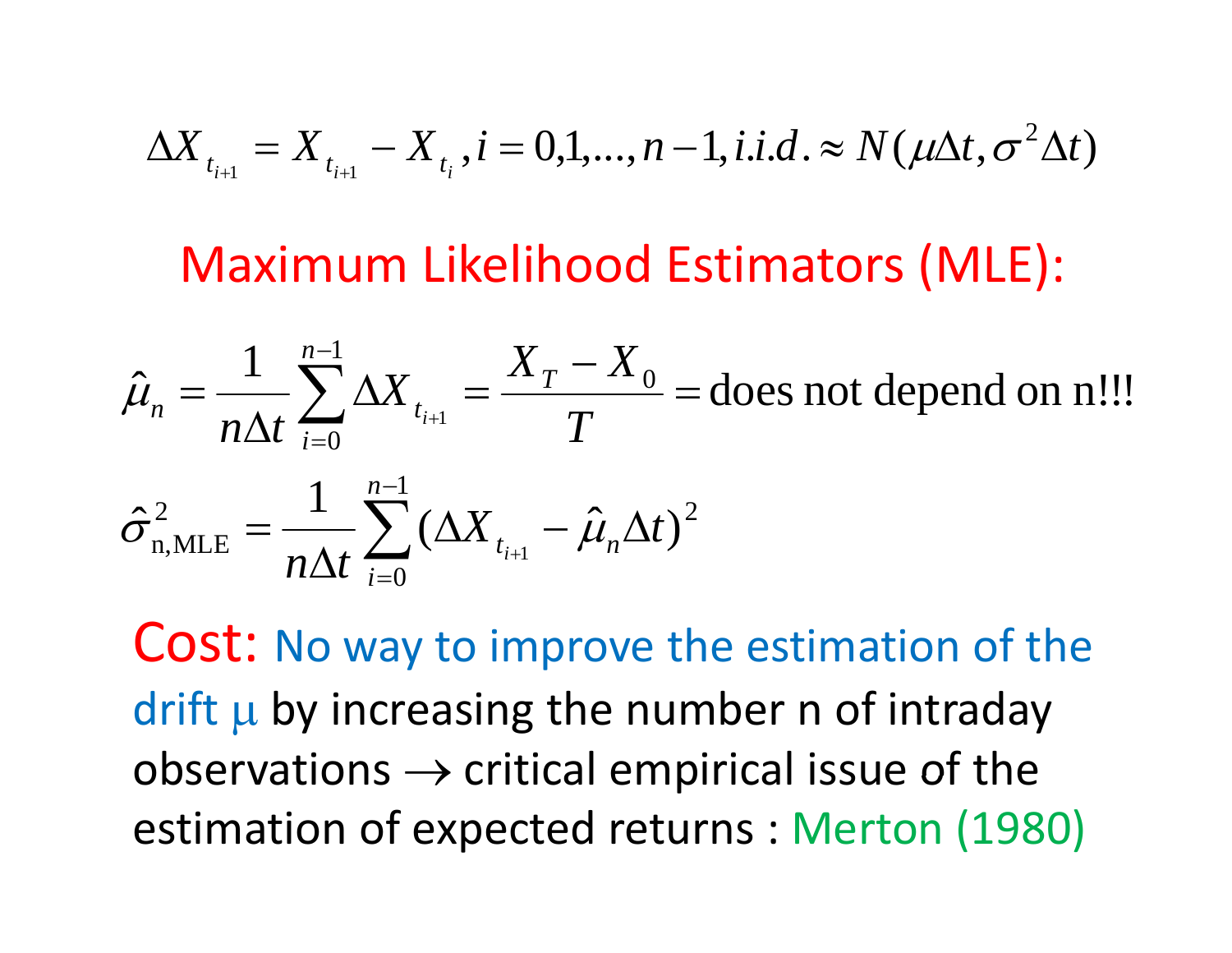$$\Delta X_{t_{i+1}} = X_{t_{i+1}} - X_{t_i}, i = 0,1,\ldots,n-1, i.i.d. \approx N(\mu\Delta t, \sigma^2 \Delta t)$$

## Maximum Likelihood Estimators (MLE):

$$\hat{\mu}_n = \frac{1}{n\Delta t} \sum_{i=0}^{n-1} \Delta X_{t_{i+1}} = \frac{X_T - X_0}{T} = \text{does not depend on n!!!}$$

$$\hat{\sigma}^2_{\text{n,MLE}} = \frac{1}{n\Delta t} \sum_{i=0}^{n-1} (\Delta X_{t_{i+1}} - \hat{\mu}_n \Delta t)^2$$

**Cost:** No way to improve the estimation of the drift $\mu$ by increasing the number n of intraday observations $\rightarrow$ critical empirical issue of the estimation of expected returns : Merton (1980)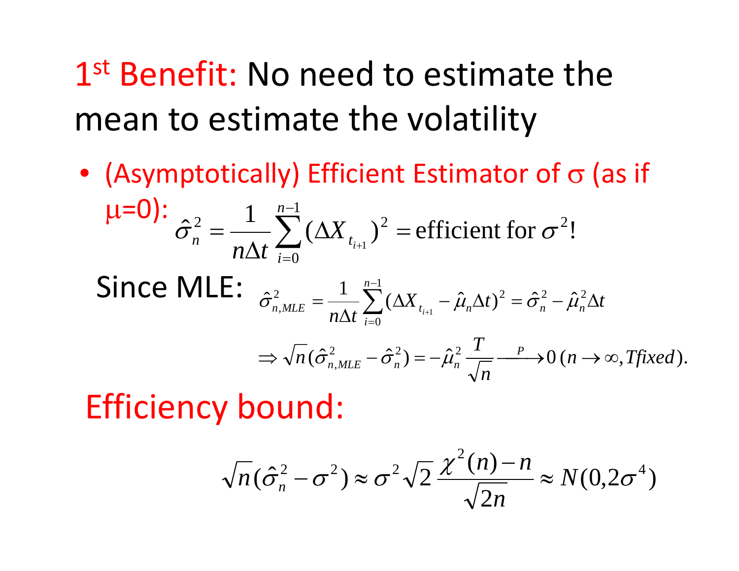# 1st Benefit: No need to estimate the mean to estimate the volatility

- (Asymptotically) Efficient Estimator of $\sigma$ (as if $\mu$=0):

$$\hat{\sigma}_n^2 = \frac{1}{n\Delta t}\sum_{i=0}^{n-1}(\Delta X_{t_{i+1}})^2 = \text{efficient for } \sigma^2!$$

Since MLE:

$$\hat{\sigma}_{n,MLE}^2 = \frac{1}{n\Delta t}\sum_{i=0}^{n-1}(\Delta X_{t_{i+1}} - \hat{\mu}_n \Delta t)^2 = \hat{\sigma}_n^2 - \hat{\mu}_n^2 \Delta t$$

$$\Rightarrow \sqrt{n}(\hat{\sigma}_{n,MLE}^2 - \hat{\sigma}_n^2) = -\hat{\mu}_n^2 \frac{T}{\sqrt{n}} \xrightarrow{P} 0 \ (n \to \infty, T fixed).$$

Efficiency bound:

$$\sqrt{n}(\hat{\sigma}_n^2 - \sigma^2) \approx \sigma^2 \sqrt{2}\, \frac{\chi^2(n) - n}{\sqrt{2n}} \approx N(0, 2\sigma^4)$$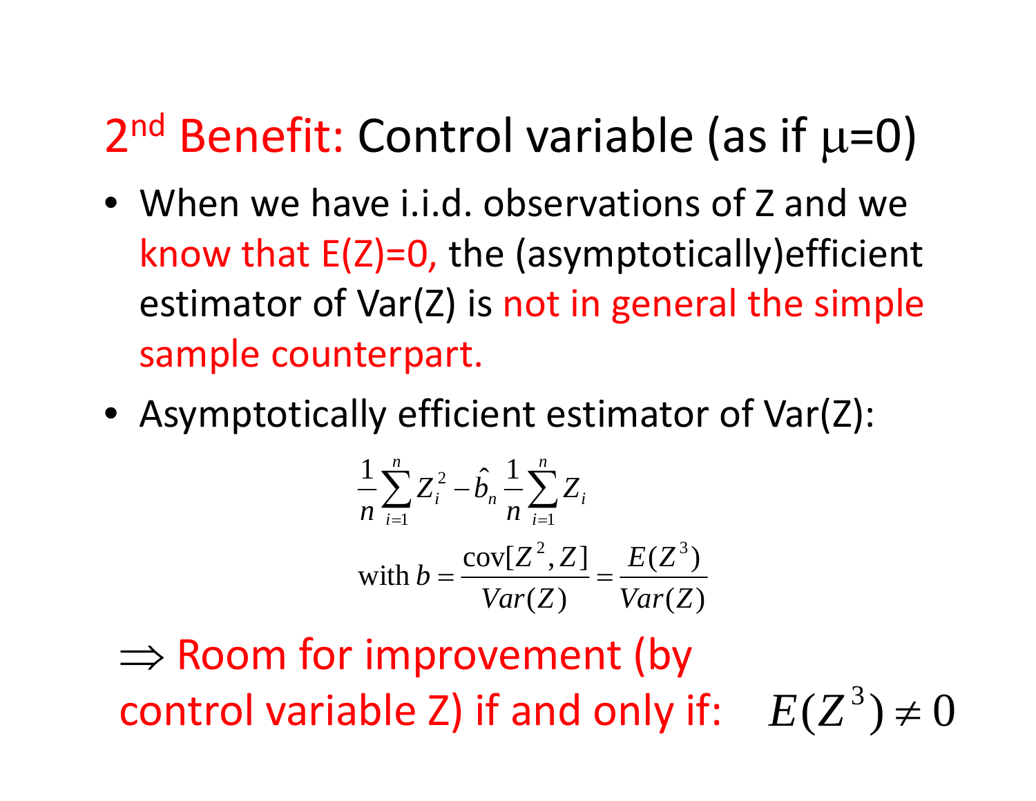# 2nd Benefit: Control variable (as if $\mu$=0)

- When we have i.i.d. observations of Z and we know that E(Z)=0, the (asymptotically)efficient estimator of Var(Z) is not in general the simple sample counterpart.
- Asymptotically efficient estimator of Var(Z):

$$\frac{1}{n}\sum_{i=1}^{n} Z_i^2 - \hat{b}_n \frac{1}{n}\sum_{i=1}^{n} Z_i$$

$$\text{with } b = \frac{\text{cov}[Z^2, Z]}{Var(Z)} = \frac{E(Z^3)}{Var(Z)}$$

$\Rightarrow$ Room for improvement (by control variable Z) if and only if: $E(Z^3) \neq 0$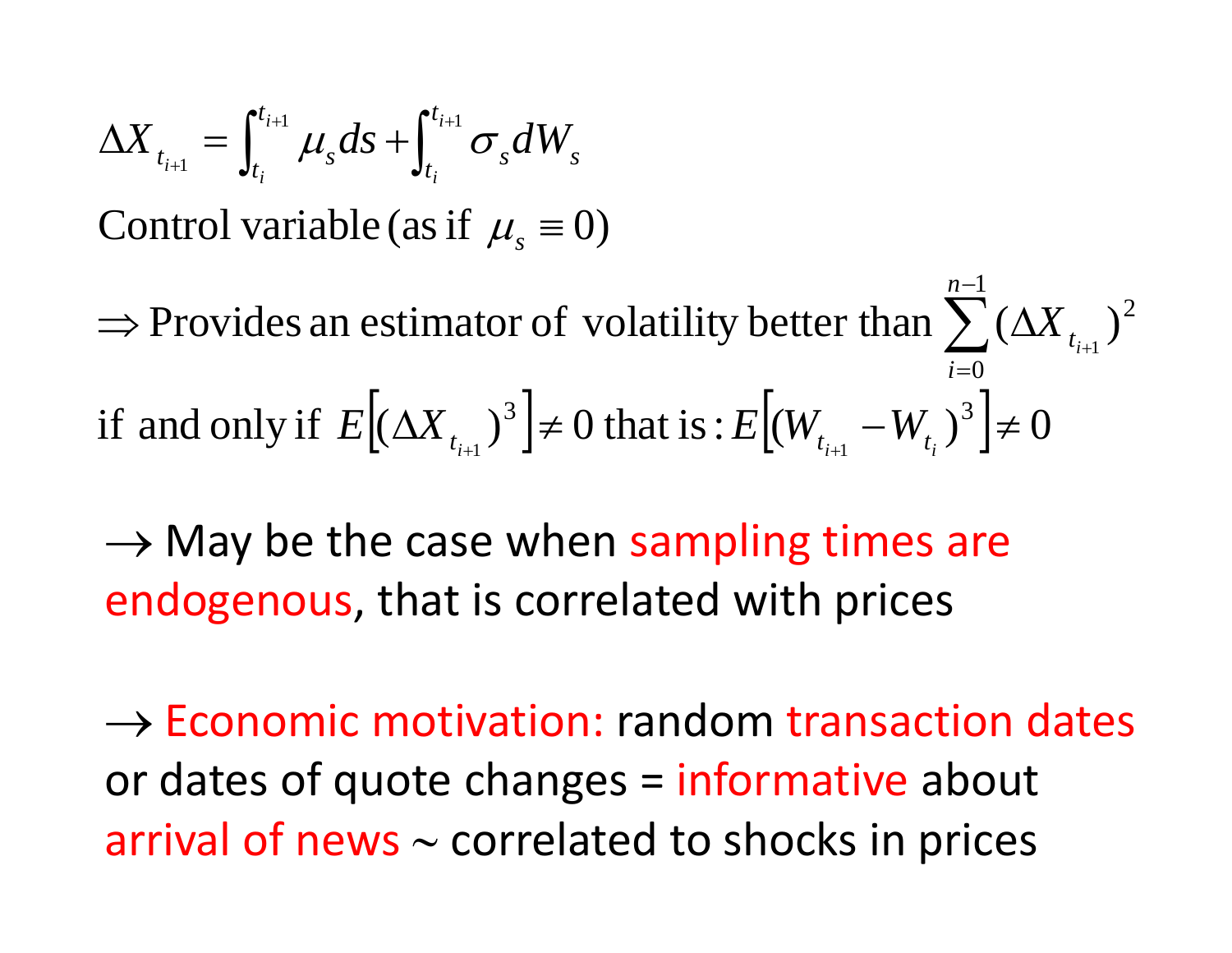$$\Delta X_{t_{i+1}} = \int_{t_i}^{t_{i+1}} \mu_s ds + \int_{t_i}^{t_{i+1}} \sigma_s dW_s$$

Control variable (as if $\mu_s \equiv 0$)

$\Rightarrow$ Provides an estimator of volatility better than $\sum_{i=0}^{n-1} (\Delta X_{t_{i+1}})^2$

if and only if $E\left[(\Delta X_{t_{i+1}})^3\right] \neq 0$ that is : $E\left[(W_{t_{i+1}} - W_{t_i})^3\right] \neq 0$

$\rightarrow$ May be the case when sampling times are endogenous, that is correlated with prices

$\rightarrow$ Economic motivation: random transaction dates or dates of quote changes = informative about arrival of news ~ correlated to shocks in prices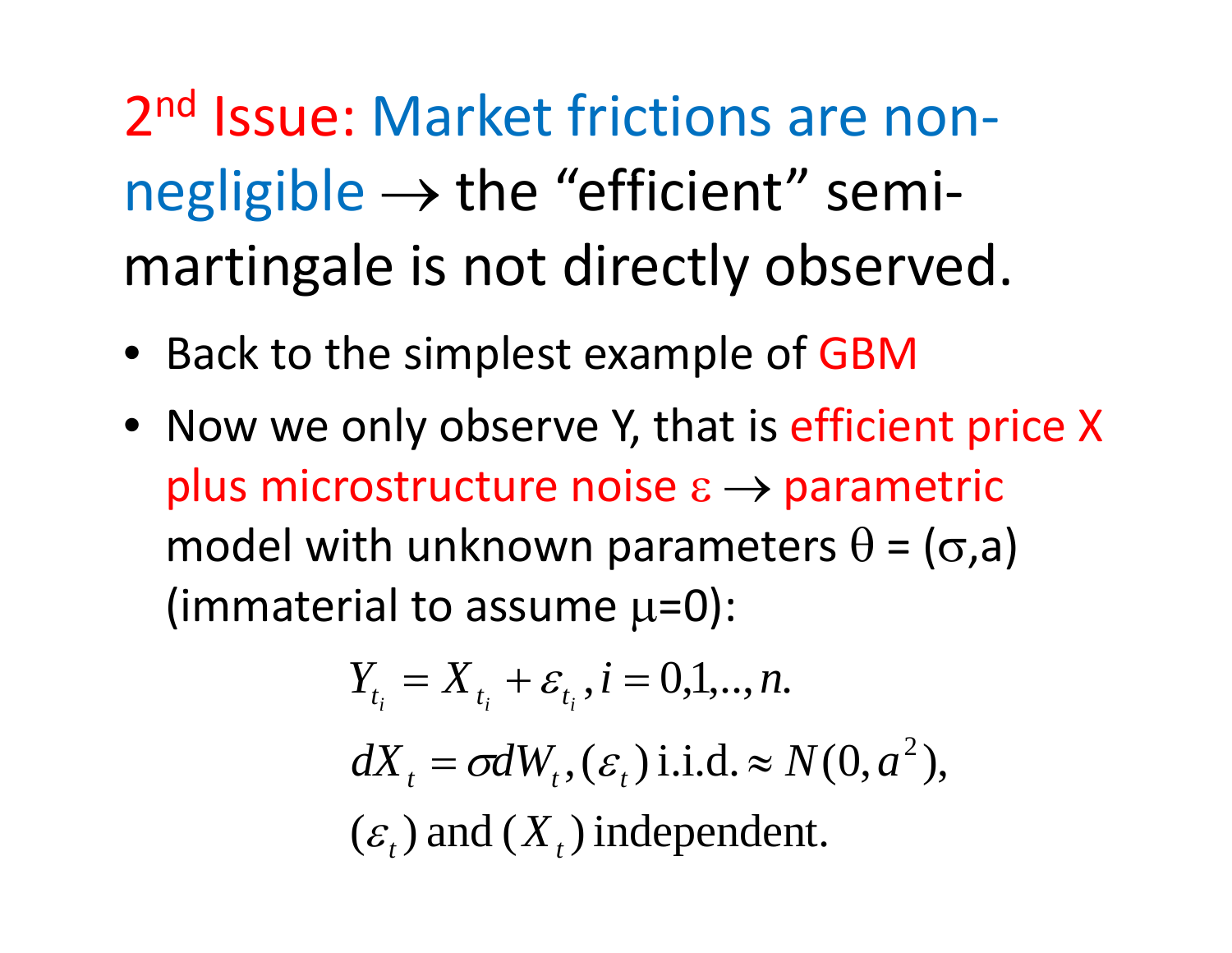# 2nd Issue: Market frictions are non-negligible → the "efficient" semi-martingale is not directly observed.

- Back to the simplest example of GBM
- Now we only observe Y, that is efficient price X plus microstructure noise $\varepsilon$ → parametric model with unknown parameters $\theta = (\sigma, a)$ (immaterial to assume $\mu=0$):

$$Y_{t_i} = X_{t_i} + \varepsilon_{t_i}, i = 0,1,..,n.$$

$$dX_t = \sigma dW_t, (\varepsilon_t) \text{ i.i.d.} \approx N(0, a^2),$$

$$(\varepsilon_t) \text{ and } (X_t) \text{ independent.}$$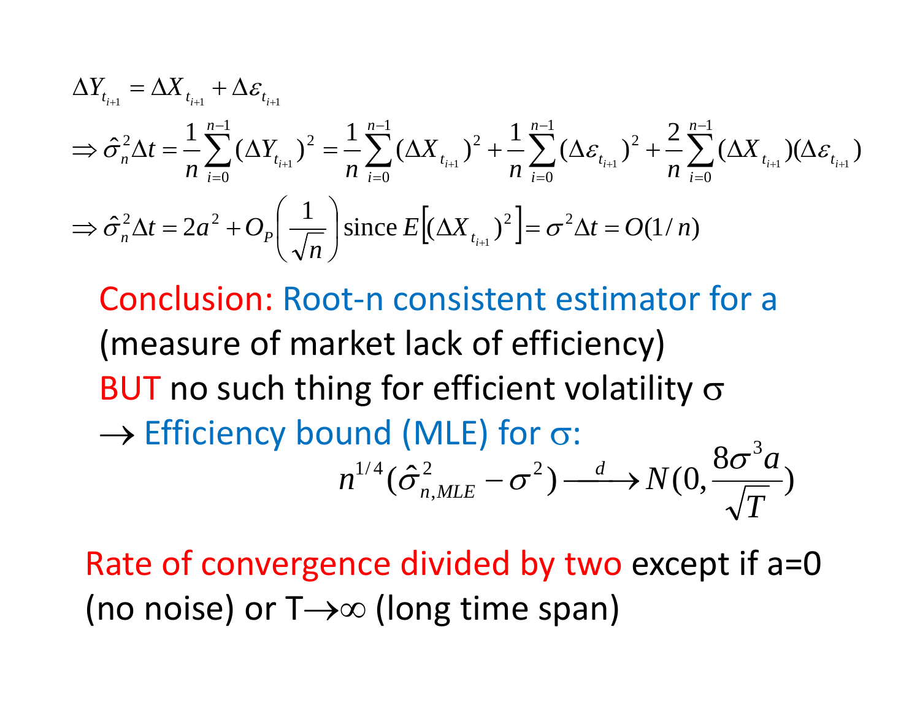$$\Delta Y_{t_{i+1}} = \Delta X_{t_{i+1}} + \Delta \varepsilon_{t_{i+1}}$$

$$\Rightarrow \hat{\sigma}_n^2 \Delta t = \frac{1}{n}\sum_{i=0}^{n-1}(\Delta Y_{t_{i+1}})^2 = \frac{1}{n}\sum_{i=0}^{n-1}(\Delta X_{t_{i+1}})^2 + \frac{1}{n}\sum_{i=0}^{n-1}(\Delta \varepsilon_{t_{i+1}})^2 + \frac{2}{n}\sum_{i=0}^{n-1}(\Delta X_{t_{i+1}})(\Delta \varepsilon_{t_{i+1}})$$

$$\Rightarrow \hat{\sigma}_n^2 \Delta t = 2a^2 + O_P\left(\frac{1}{\sqrt{n}}\right) \text{ since } E\left[(\Delta X_{t_{i+1}})^2\right] = \sigma^2 \Delta t = O(1/n)$$

Conclusion: Root-n consistent estimator for a (measure of market lack of efficiency)

BUT no such thing for efficient volatility $\sigma$

$\rightarrow$ Efficiency bound (MLE) for $\sigma$:

$$n^{1/4}(\hat{\sigma}_{n,MLE}^2 - \sigma^2) \xrightarrow{d} N\left(0, \frac{8\sigma^3 a}{\sqrt{T}}\right)$$

Rate of convergence divided by two except if a=0 (no noise) or T$\rightarrow\infty$ (long time span)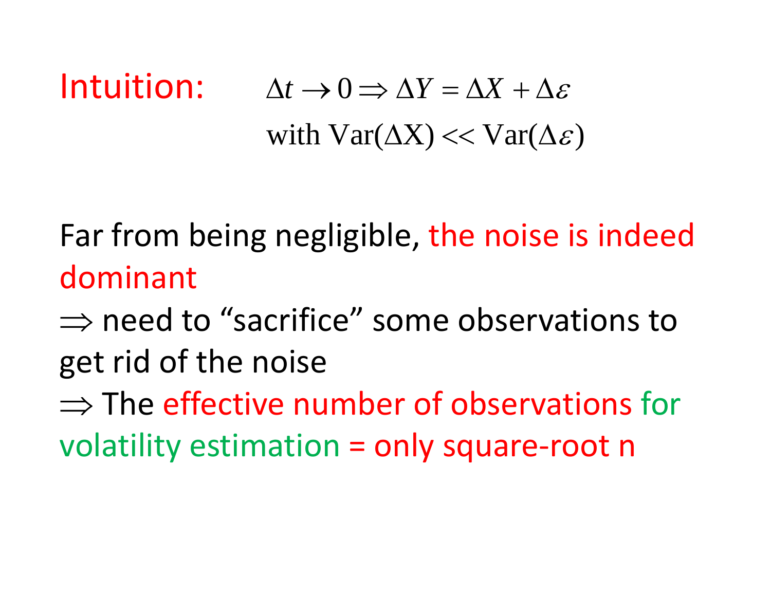Intuition: $\Delta t \to 0 \Rightarrow \Delta Y = \Delta X + \Delta \varepsilon$

$$\text{with } \mathrm{Var}(\Delta \mathrm{X}) << \mathrm{Var}(\Delta \varepsilon)$$

Far from being negligible, the noise is indeed dominant

$\Rightarrow$ need to "sacrifice" some observations to get rid of the noise

$\Rightarrow$ The effective number of observations for volatility estimation = only square-root n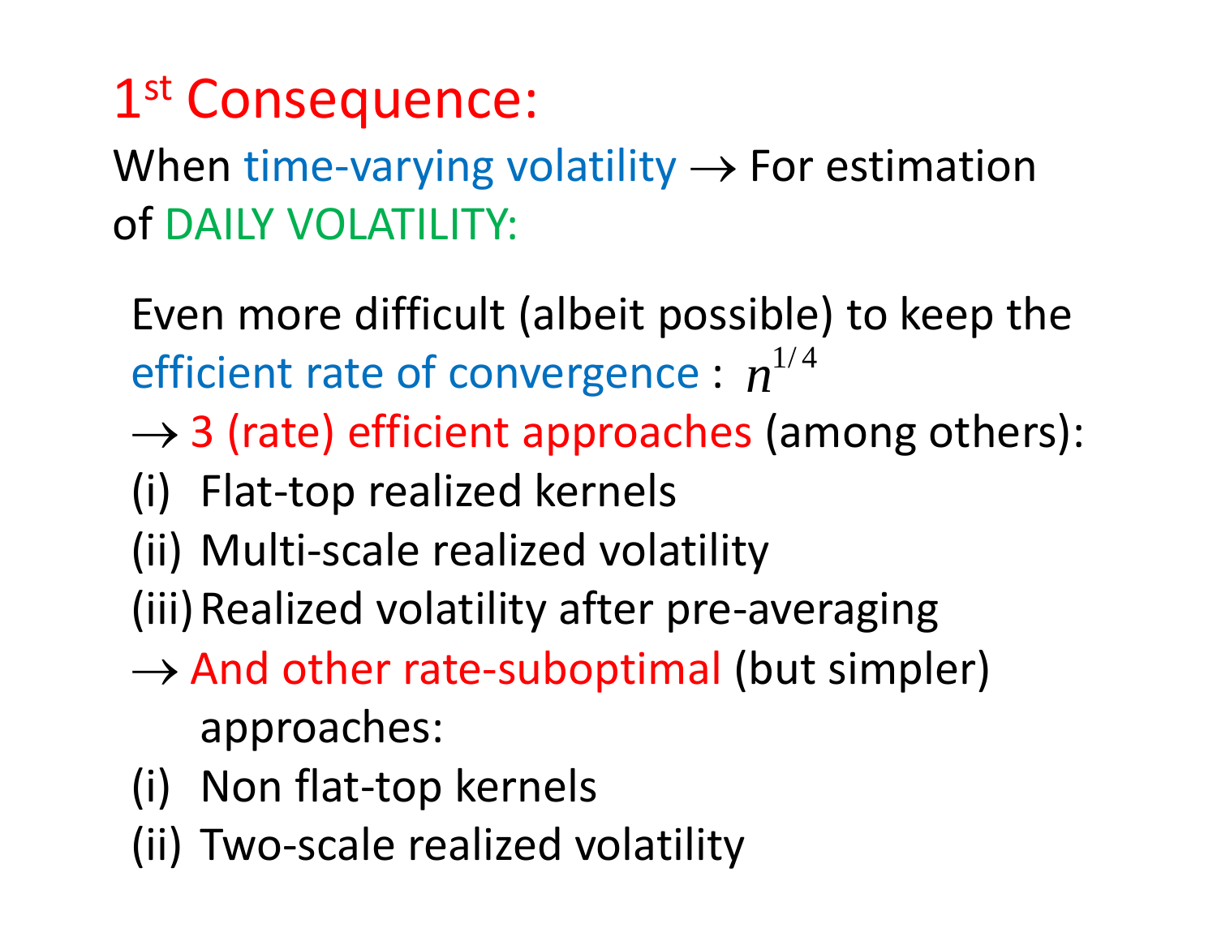# 1st Consequence:

When time-varying volatility → For estimation of DAILY VOLATILITY:

Even more difficult (albeit possible) to keep the efficient rate of convergence : $n^{1/4}$

→ 3 (rate) efficient approaches (among others):

(i) Flat-top realized kernels

(ii) Multi-scale realized volatility

(iii) Realized volatility after pre-averaging

→ And other rate-suboptimal (but simpler) approaches:

(i) Non flat-top kernels

(ii) Two-scale realized volatility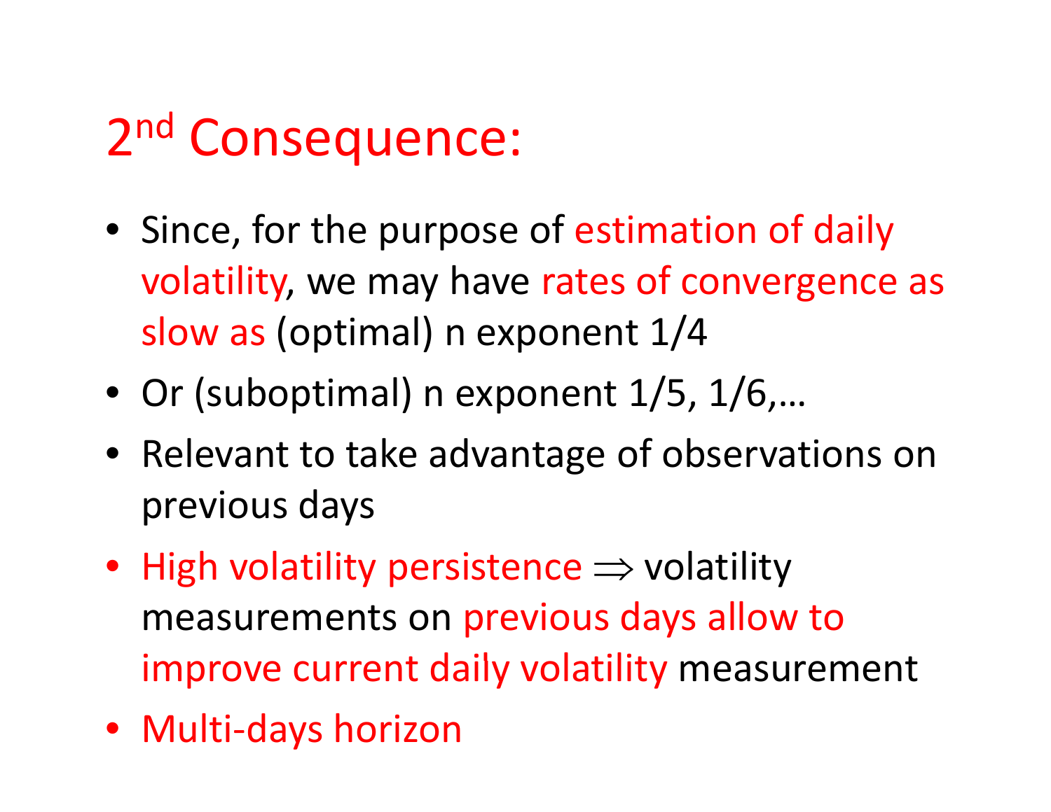# $2^{nd}$ Consequence:

- Since, for the purpose of estimation of daily volatility, we may have rates of convergence as slow as (optimal) n exponent 1/4
- Or (suboptimal) n exponent 1/5, 1/6,…
- Relevant to take advantage of observations on previous days
- High volatility persistence $\Rightarrow$ volatility measurements on previous days allow to improve current daily volatility measurement
- Multi-days horizon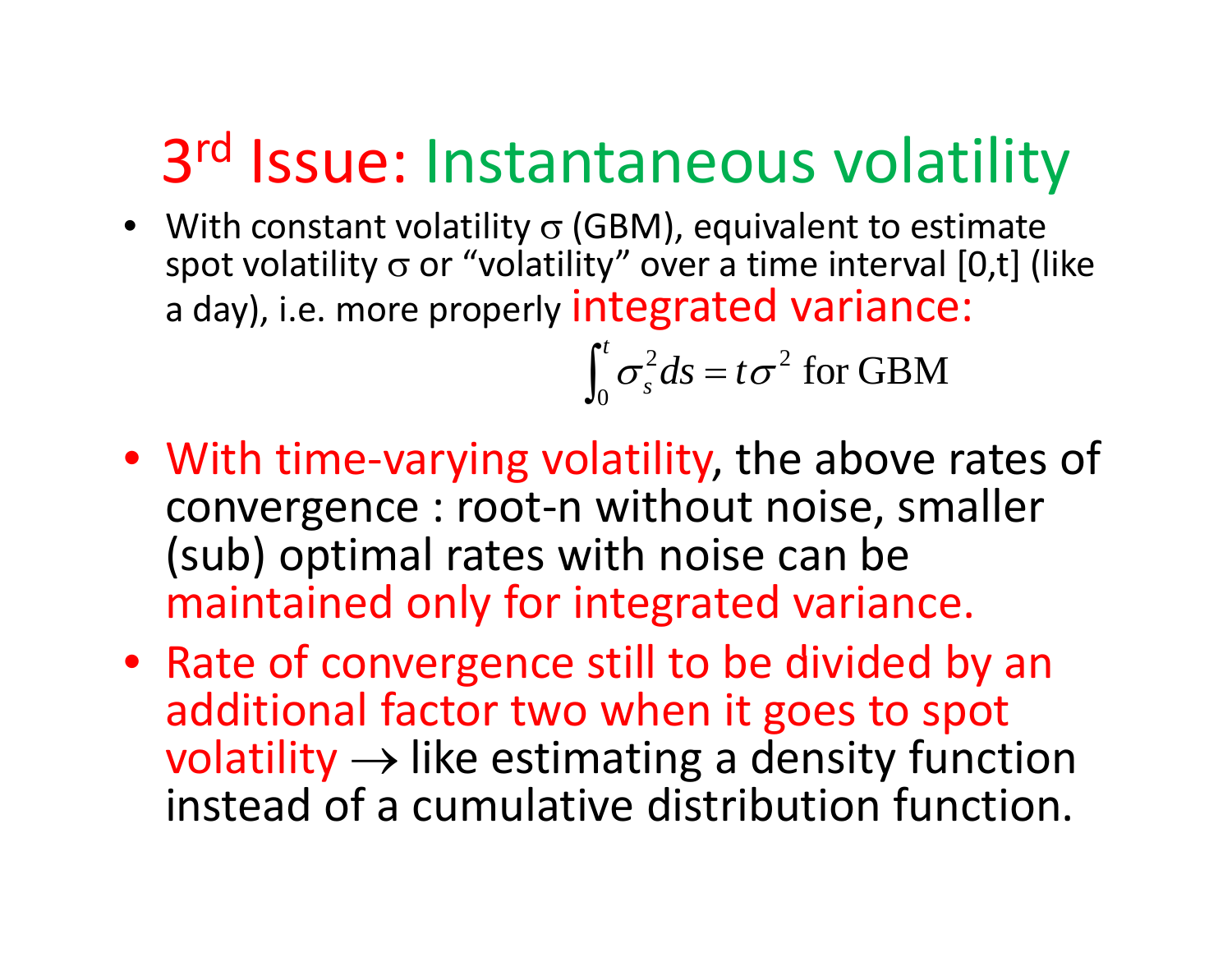# 3rd Issue: Instantaneous volatility

- With constant volatility $\sigma$ (GBM), equivalent to estimate spot volatility $\sigma$ or "volatility" over a time interval [0,t] (like a day), i.e. more properly integrated variance:

$$\int_0^t \sigma_s^2 ds = t\sigma^2 \text{ for GBM}$$

- With time-varying volatility, the above rates of convergence : root-n without noise, smaller (sub) optimal rates with noise can be maintained only for integrated variance.
- Rate of convergence still to be divided by an additional factor two when it goes to spot volatility $\rightarrow$ like estimating a density function instead of a cumulative distribution function.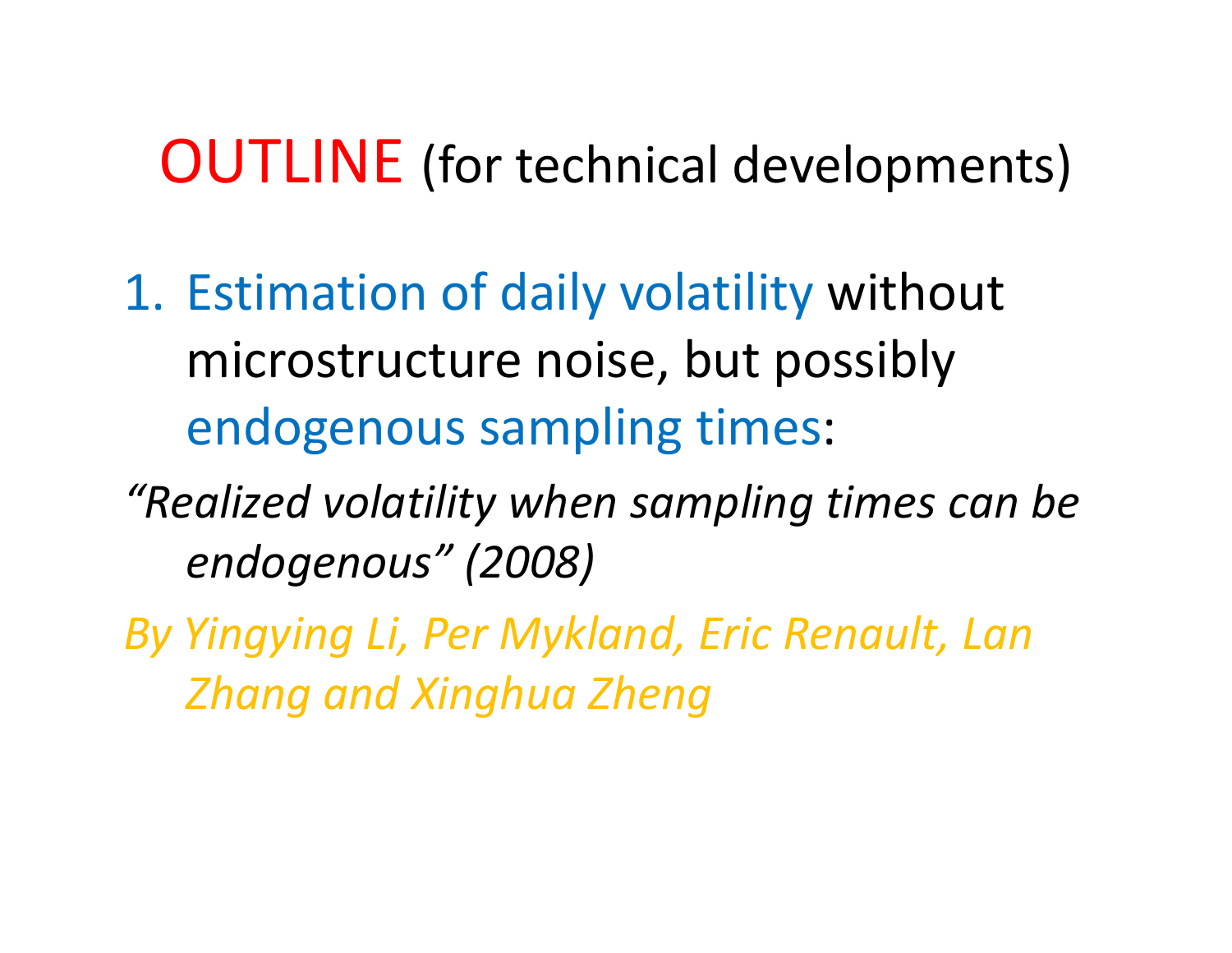# OUTLINE (for technical developments)

1. Estimation of daily volatility without microstructure noise, but possibly endogenous sampling times:

*"Realized volatility when sampling times can be endogenous" (2008)*

*By Yingying Li, Per Mykland, Eric Renault, Lan Zhang and Xinghua Zheng*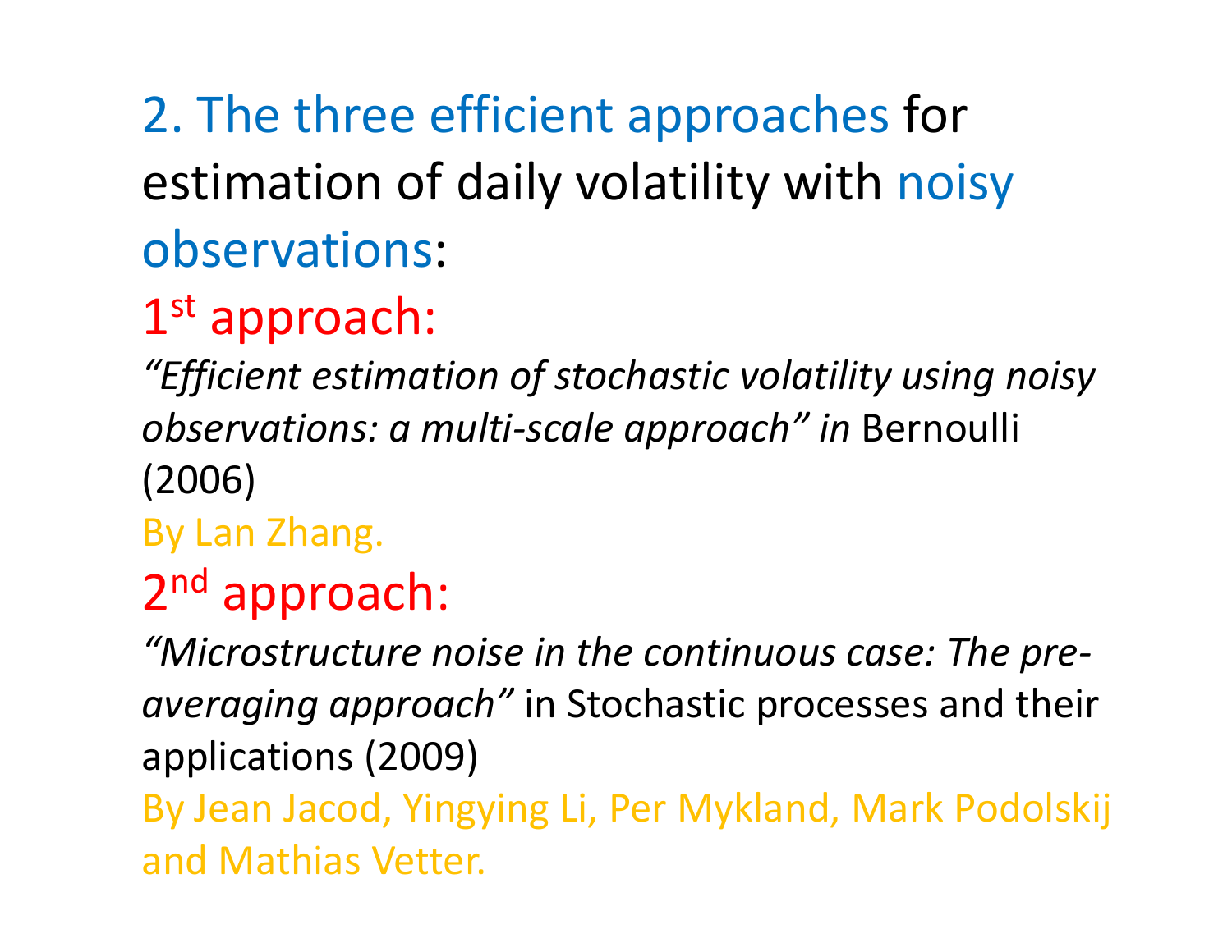## 2. The three efficient approaches for estimation of daily volatility with noisy observations:

### 1st approach:

*"Efficient estimation of stochastic volatility using noisy observations: a multi-scale approach" in* Bernoulli (2006)

By Lan Zhang.

### 2nd approach:

*"Microstructure noise in the continuous case: The pre-averaging approach"* in Stochastic processes and their applications (2009)

By Jean Jacod, Yingying Li, Per Mykland, Mark Podolskij and Mathias Vetter.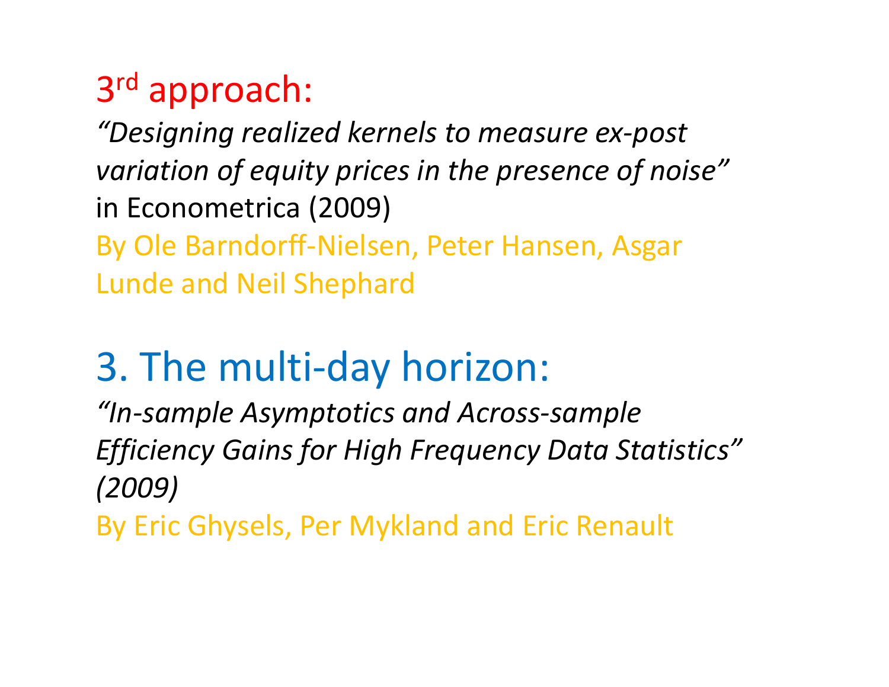## 3rd approach:

*"Designing realized kernels to measure ex-post variation of equity prices in the presence of noise"* in Econometrica (2009)

By Ole Barndorff-Nielsen, Peter Hansen, Asgar Lunde and Neil Shephard

## 3. The multi-day horizon:

*"In-sample Asymptotics and Across-sample Efficiency Gains for High Frequency Data Statistics" (2009)*

By Eric Ghysels, Per Mykland and Eric Renault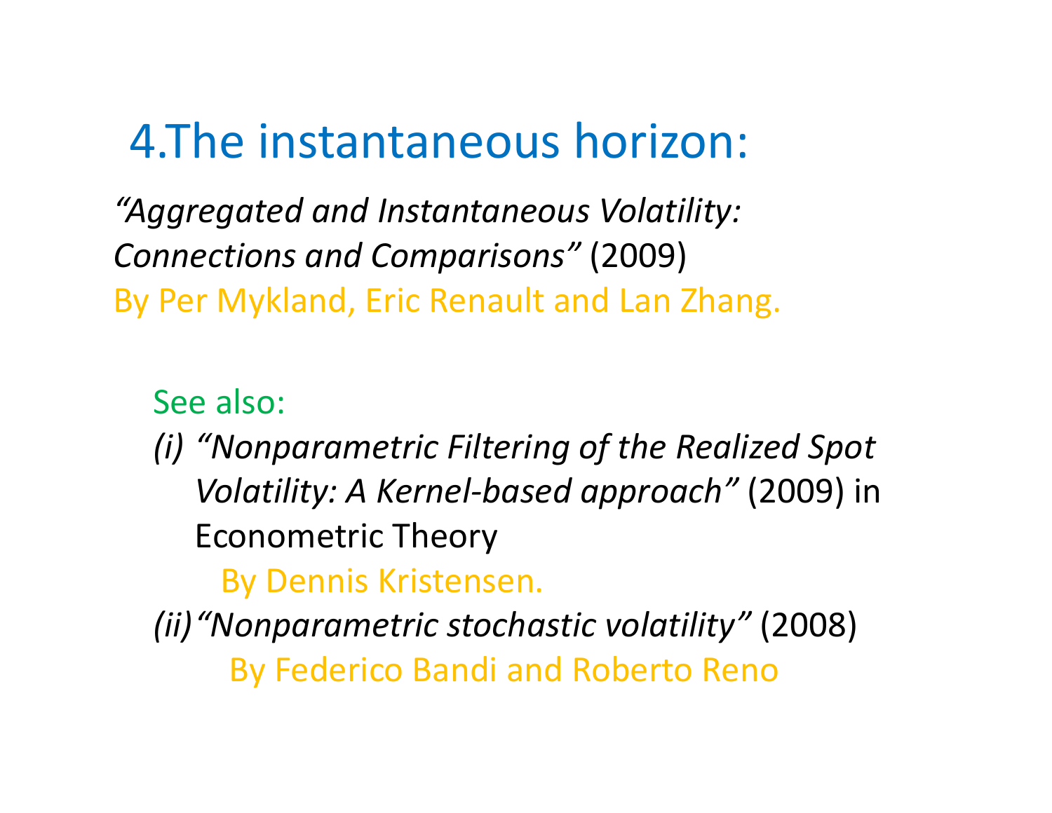# 4.The instantaneous horizon:

*"Aggregated and Instantaneous Volatility: Connections and Comparisons"* (2009)
By Per Mykland, Eric Renault and Lan Zhang.

See also:

*(i)* *"Nonparametric Filtering of the Realized Spot Volatility: A Kernel-based approach"* (2009) in Econometric Theory
By Dennis Kristensen.

*(ii)* *"Nonparametric stochastic volatility"* (2008)
By Federico Bandi and Roberto Reno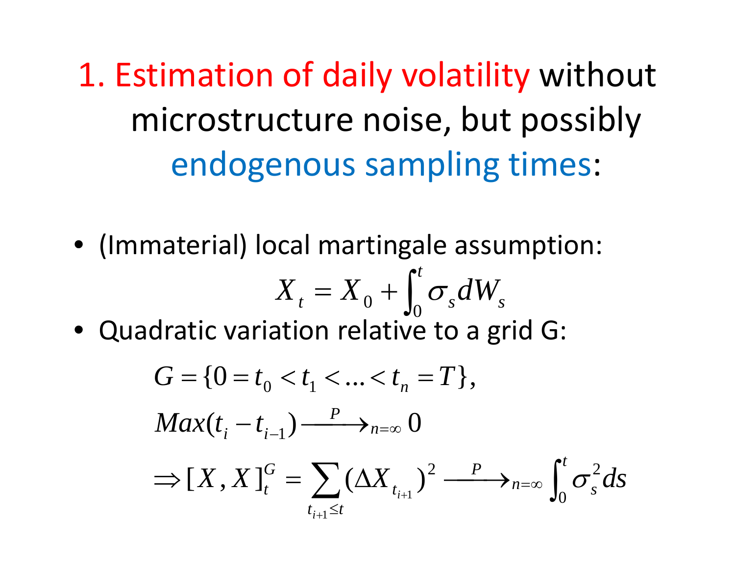# 1. Estimation of daily volatility without microstructure noise, but possibly endogenous sampling times:

- (Immaterial) local martingale assumption:

$$X_t = X_0 + \int_0^t \sigma_s dW_s$$

- Quadratic variation relative to a grid G:

$$G = \{0 = t_0 < t_1 < \ldots < t_n = T\},$$

$$Max(t_i - t_{i-1}) \xrightarrow{P}_{n=\infty} 0$$

$$\Rightarrow [X, X]_t^G = \sum_{t_{i+1} \leq t} (\Delta X_{t_{i+1}})^2 \xrightarrow{P}_{n=\infty} \int_0^t \sigma_s^2 ds$$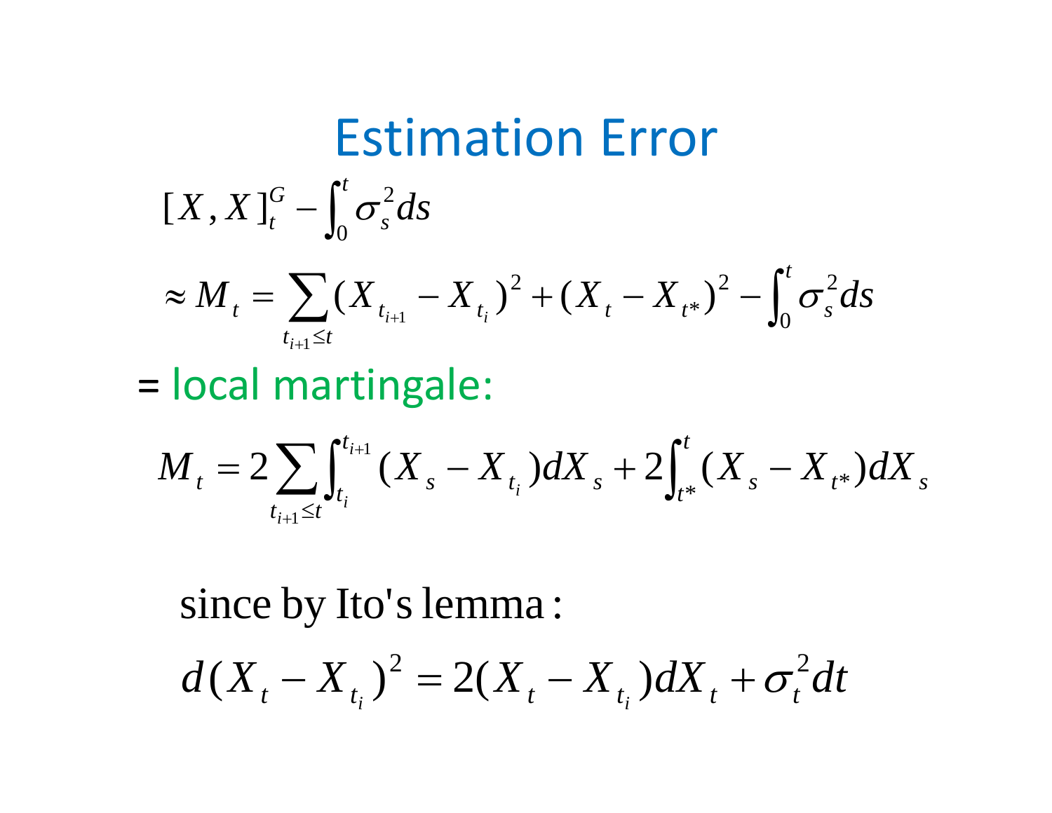# Estimation Error

$$[X, X]_t^G - \int_0^t \sigma_s^2 ds$$

$$\approx M_t = \sum_{t_{i+1} \le t} (X_{t_{i+1}} - X_{t_i})^2 + (X_t - X_{t^*})^2 - \int_0^t \sigma_s^2 ds$$

= local martingale:

$$M_t = 2 \sum_{t_{i+1} \le t} \int_{t_i}^{t_{i+1}} (X_s - X_{t_i}) dX_s + 2 \int_{t^*}^{t} (X_s - X_{t^*}) dX_s$$

since by Ito's lemma:

$$d(X_t - X_{t_i})^2 = 2(X_t - X_{t_i}) dX_t + \sigma_t^2 dt$$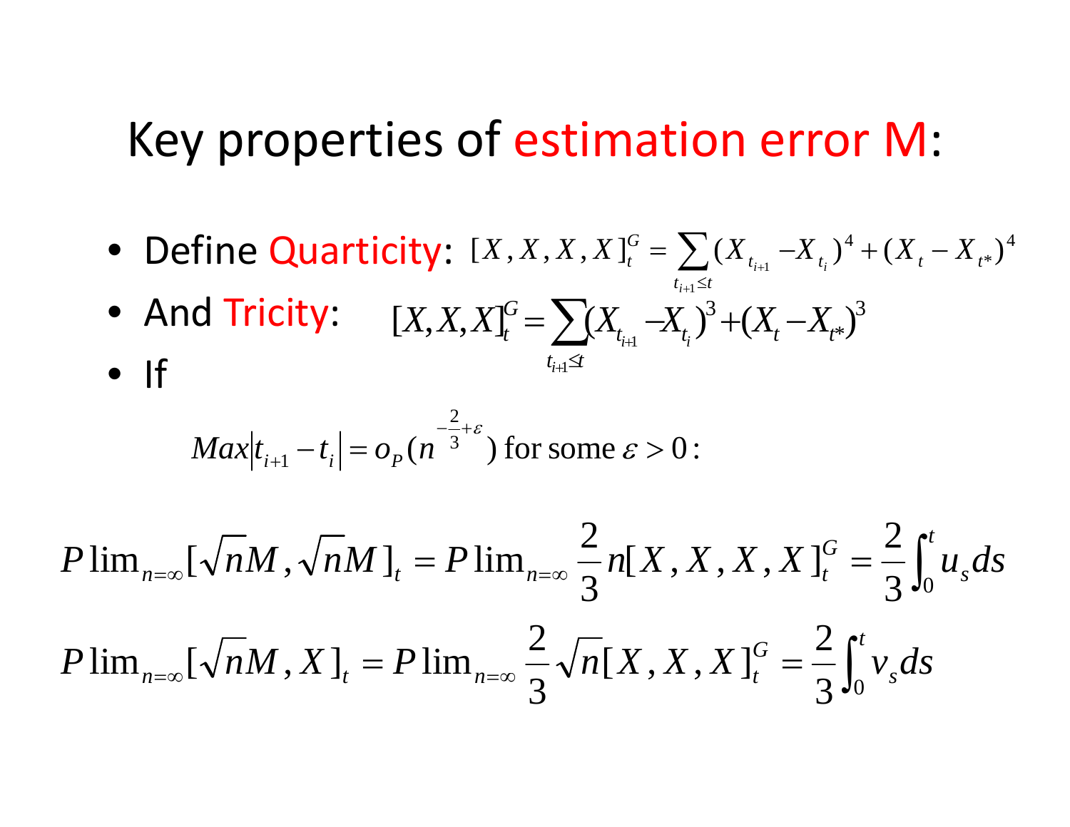# Key properties of estimation error M:

- Define Quarticity: $[X,X,X,X]_t^G = \sum_{t_{i+1}\le t}(X_{t_{i+1}} - X_{t_i})^4 + (X_t - X_{t^*})^4$
- And Tricity: $[X,X,X]_t^G = \sum_{t_{i+1}\le t}(X_{t_{i+1}} - X_{t_i})^3 + (X_t - X_{t^*})^3$
- If

$$Max\left|t_{i+1} - t_i\right| = o_P(n^{-\frac{2}{3}+\varepsilon}) \text{ for some } \varepsilon > 0:$$

$$P\lim_{n=\infty}[\sqrt{n}M,\sqrt{n}M]_t = P\lim_{n=\infty}\frac{2}{3}n[X,X,X,X]_t^G = \frac{2}{3}\int_0^t u_s ds$$

$$P\lim_{n=\infty}[\sqrt{n}M,X]_t = P\lim_{n=\infty}\frac{2}{3}\sqrt{n}[X,X,X]_t^G = \frac{2}{3}\int_0^t v_s ds$$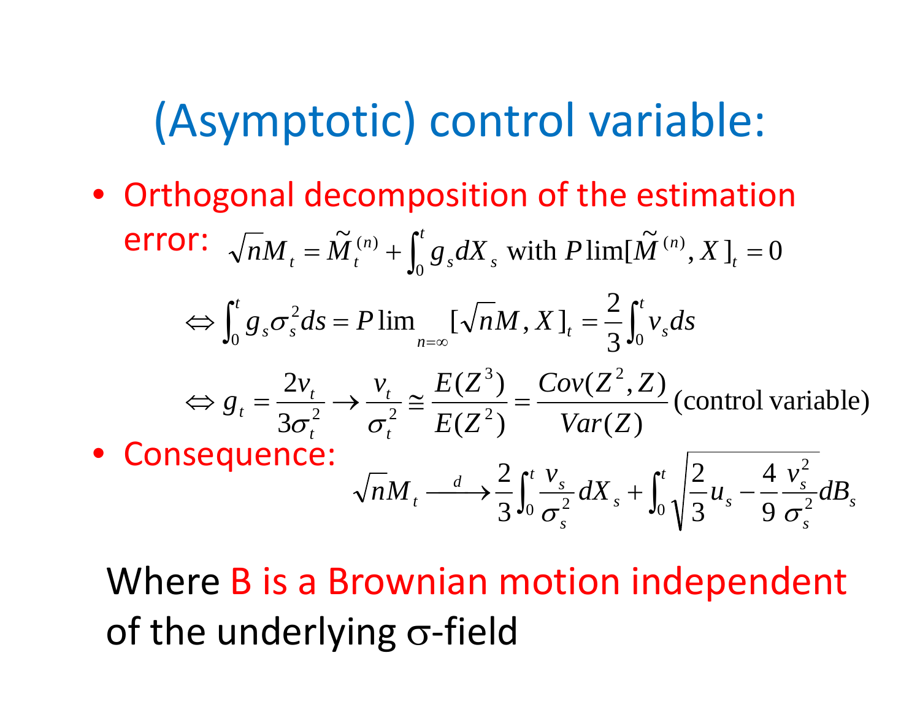# (Asymptotic) control variable:

- Orthogonal decomposition of the estimation error: $\sqrt{n}M_t = \tilde{M}_t^{(n)} + \int_0^t g_s dX_s \text{ with } P\lim[\tilde{M}^{(n)}, X]_t = 0$

$$\Leftrightarrow \int_0^t g_s \sigma_s^2 ds = P\lim_{n=\infty}[\sqrt{n}M, X]_t = \frac{2}{3}\int_0^t v_s ds$$

$$\Leftrightarrow g_t = \frac{2v_t}{3\sigma_t^2} \rightarrow \frac{v_t}{\sigma_t^2} \cong \frac{E(Z^3)}{E(Z^2)} = \frac{Cov(Z^2, Z)}{Var(Z)} \text{(control variable)}$$

- Consequence:

$$\sqrt{n}M_t \xrightarrow{d} \frac{2}{3}\int_0^t \frac{v_s}{\sigma_s^2} dX_s + \int_0^t \sqrt{\frac{2}{3}u_s - \frac{4}{9}\frac{v_s^2}{\sigma_s^2}} dB_s$$

Where B is a Brownian motion independent of the underlying $\sigma$-field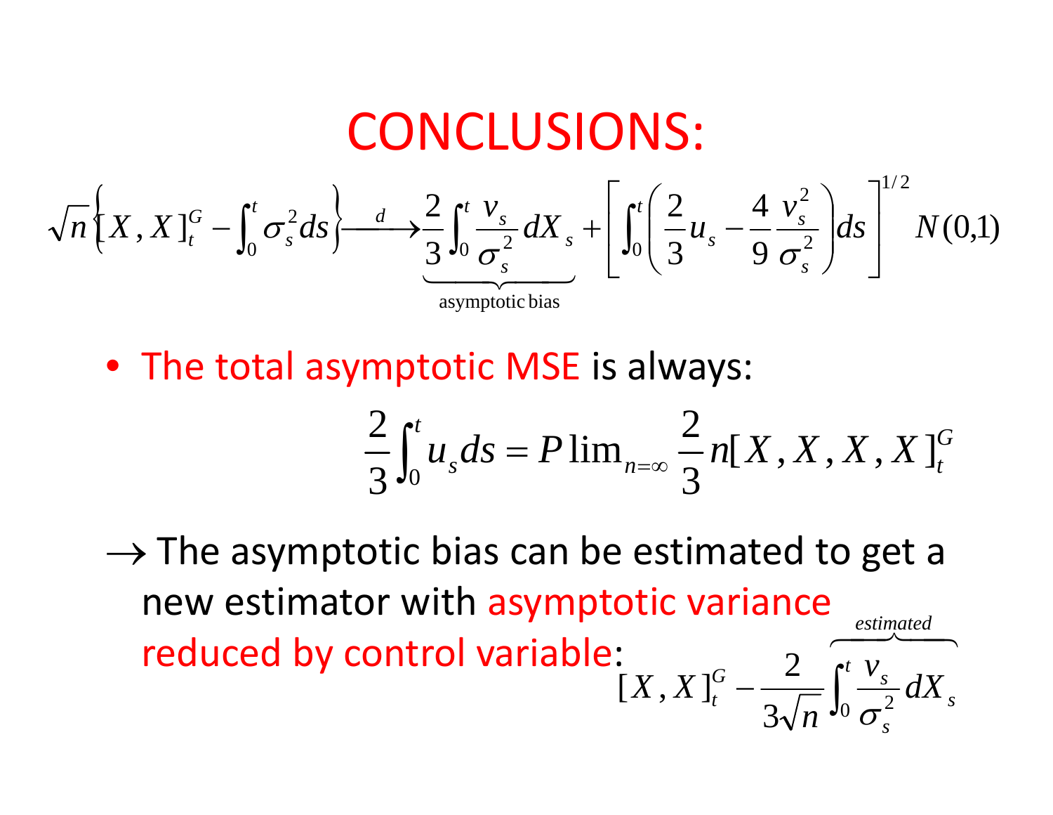# CONCLUSIONS:

$$\sqrt{n}\left\{[X,X]_t^G - \int_0^t \sigma_s^2 ds\right\} \xrightarrow{d} \underbrace{\frac{2}{3}\int_0^t \frac{v_s}{\sigma_s^2} dX_s}_{\text{asymptotic bias}} + \left[\int_0^t \left(\frac{2}{3}u_s - \frac{4}{9}\frac{v_s^2}{\sigma_s^2}\right) ds\right]^{1/2} N(0,1)$$

- The total asymptotic MSE is always:

$$\frac{2}{3}\int_0^t u_s ds = P\lim_{n=\infty} \frac{2}{3} n [X,X,X,X]_t^G$$

$\rightarrow$ The asymptotic bias can be estimated to get a new estimator with asymptotic variance reduced by control variable:

$$[X,X]_t^G - \frac{2}{3\sqrt{n}} \overbrace{\int_0^t \frac{v_s}{\sigma_s^2} dX_s}^{\text{estimated}}$$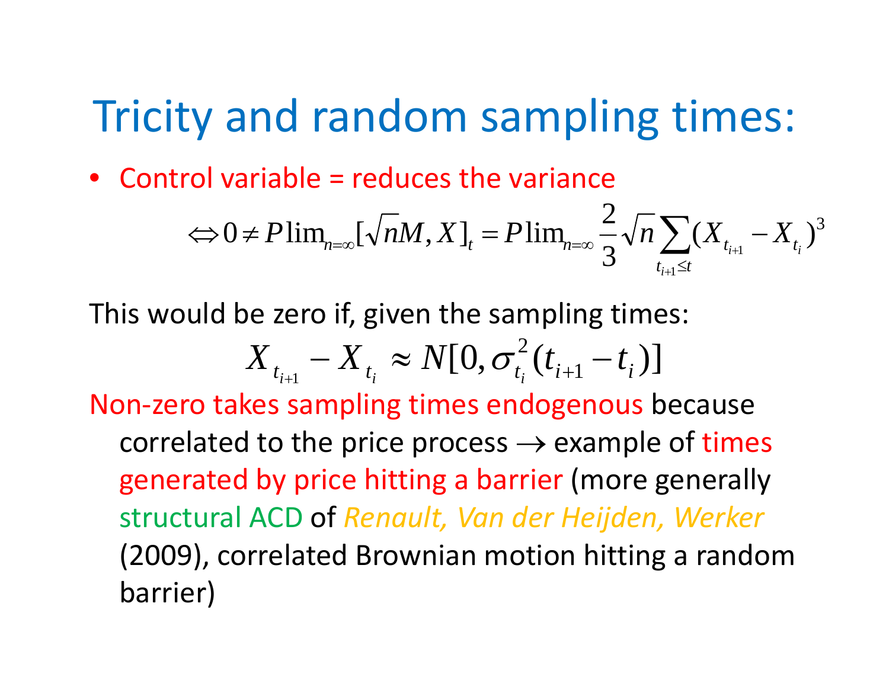# Tricity and random sampling times:

- Control variable = reduces the variance

$$\Leftrightarrow 0 \neq P\lim_{n=\infty}[\sqrt{n}M, X]_t = P\lim_{n=\infty} \frac{2}{3}\sqrt{n}\sum_{t_{i+1}\leq t}(X_{t_{i+1}} - X_{t_i})^3$$

This would be zero if, given the sampling times:

$$X_{t_{i+1}} - X_{t_i} \approx N[0, \sigma_{t_i}^2 (t_{i+1} - t_i)]$$

Non-zero takes sampling times endogenous because correlated to the price process $\rightarrow$ example of times generated by price hitting a barrier (more generally structural ACD of *Renault, Van der Heijden, Werker* (2009), correlated Brownian motion hitting a random barrier)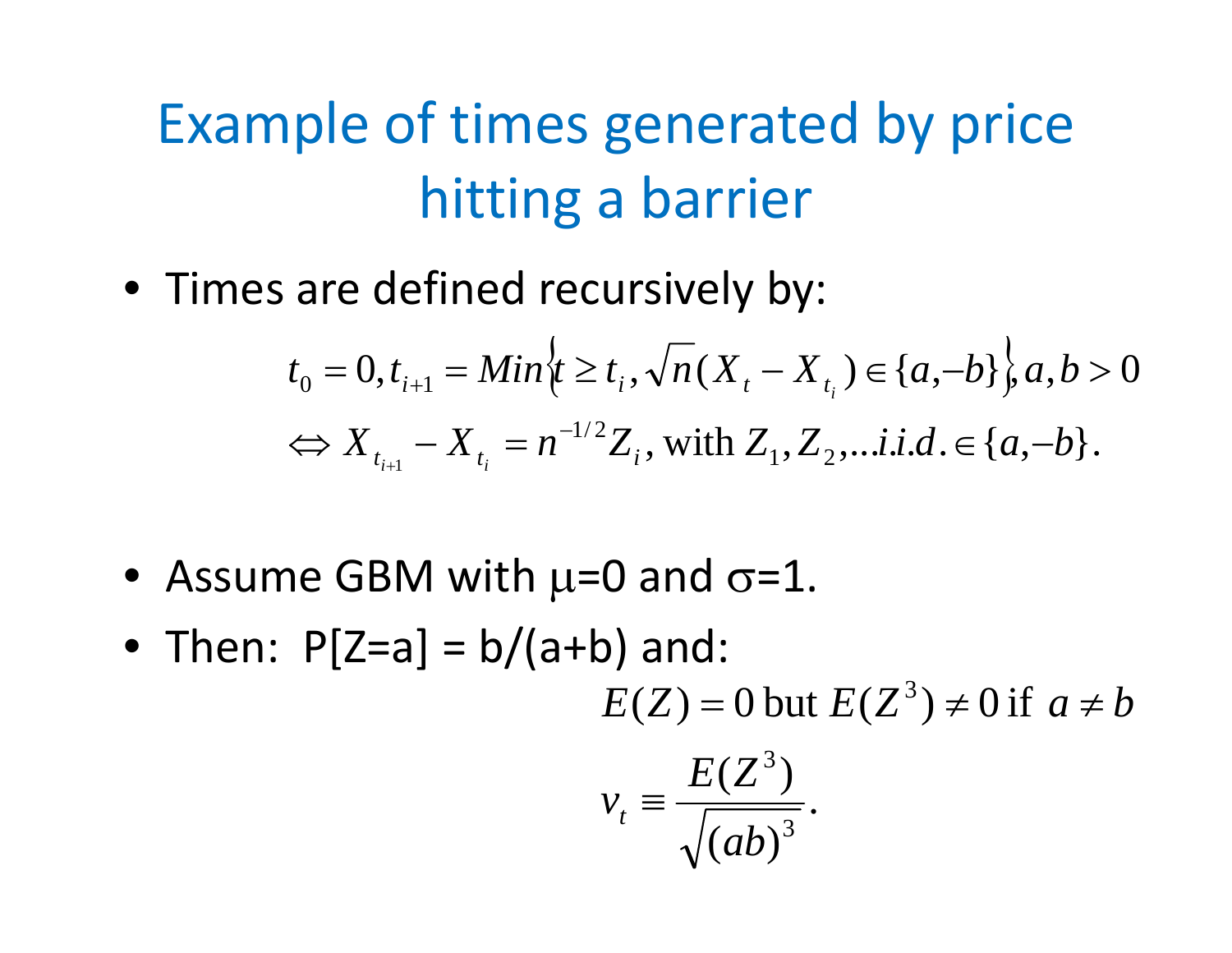# Example of times generated by price hitting a barrier

- Times are defined recursively by:

$$t_0 = 0, t_{i+1} = Min\left\{t \geq t_i, \sqrt{n}(X_t - X_{t_i}) \in \{a, -b\}\right\}, a, b > 0$$

$$\Leftrightarrow X_{t_{i+1}} - X_{t_i} = n^{-1/2} Z_i, \text{ with } Z_1, Z_2, \ldots i.i.d. \in \{a, -b\}.$$

- Assume GBM with $\mu$=0 and $\sigma$=1.
- Then: P[Z=a] = b/(a+b) and:

$$E(Z) = 0 \text{ but } E(Z^3) \neq 0 \text{ if } a \neq b$$

$$v_t \equiv \frac{E(Z^3)}{\sqrt{(ab)^3}}.$$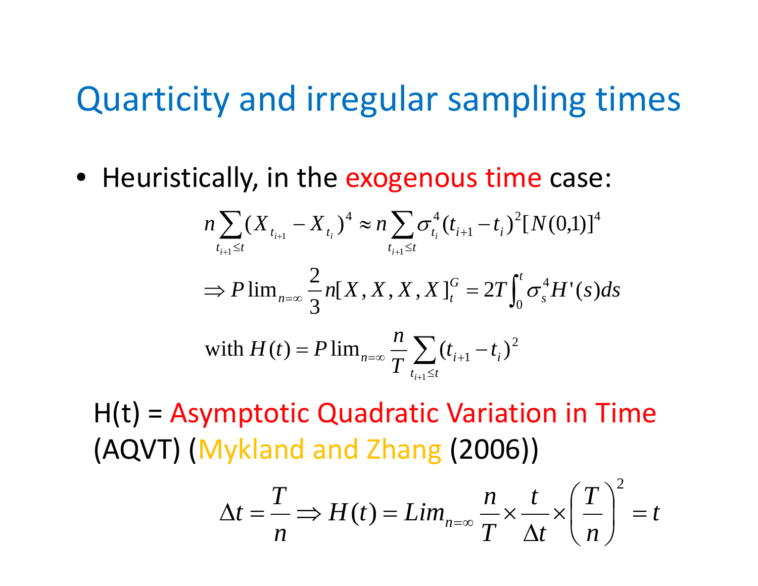# Quarticity and irregular sampling times

- Heuristically, in the exogenous time case:

$$n\sum_{t_{i+1}\le t}(X_{t_{i+1}}-X_{t_i})^4 \approx n\sum_{t_{i+1}\le t}\sigma_{t_i}^4(t_{i+1}-t_i)^2[N(0,1)]^4$$

$$\Rightarrow P\lim_{n=\infty}\frac{2}{3}n[X,X,X,X]_t^G = 2T\int_0^t \sigma_s^4 H'(s)ds$$

$$\text{with } H(t) = P\lim_{n=\infty}\frac{n}{T}\sum_{t_{i+1}\le t}(t_{i+1}-t_i)^2$$

H(t) = Asymptotic Quadratic Variation in Time (AQVT) (Mykland and Zhang (2006))

$$\Delta t = \frac{T}{n} \Rightarrow H(t) = Lim_{n=\infty}\frac{n}{T}\times\frac{t}{\Delta t}\times\left(\frac{T}{n}\right)^2 = t$$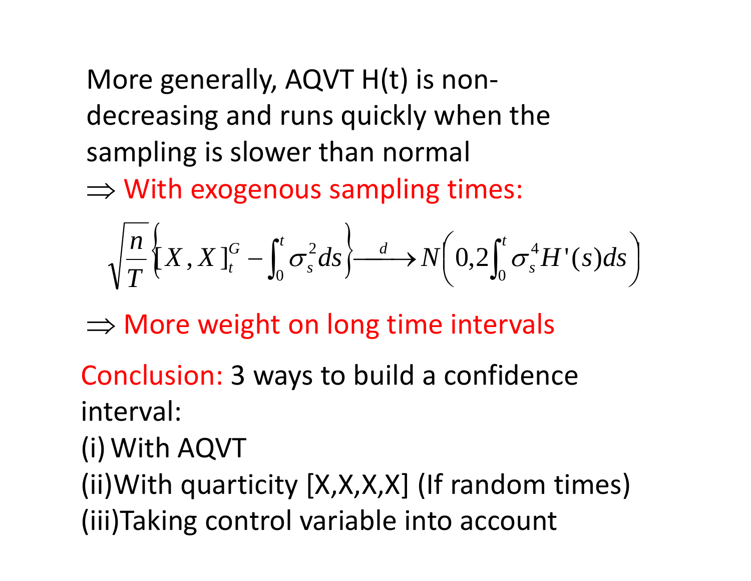More generally, AQVT H(t) is non-decreasing and runs quickly when the sampling is slower than normal

$\Rightarrow$ With exogenous sampling times:

$$\sqrt{\frac{n}{T}}\left\{[X,X]_t^G - \int_0^t \sigma_s^2 ds\right\} \xrightarrow{d} N\left(0, 2\int_0^t \sigma_s^4 H'(s) ds\right)$$

$\Rightarrow$ More weight on long time intervals

Conclusion: 3 ways to build a confidence interval:

(i) With AQVT

(ii) With quarticity [X,X,X,X] (If random times)

(iii) Taking control variable into account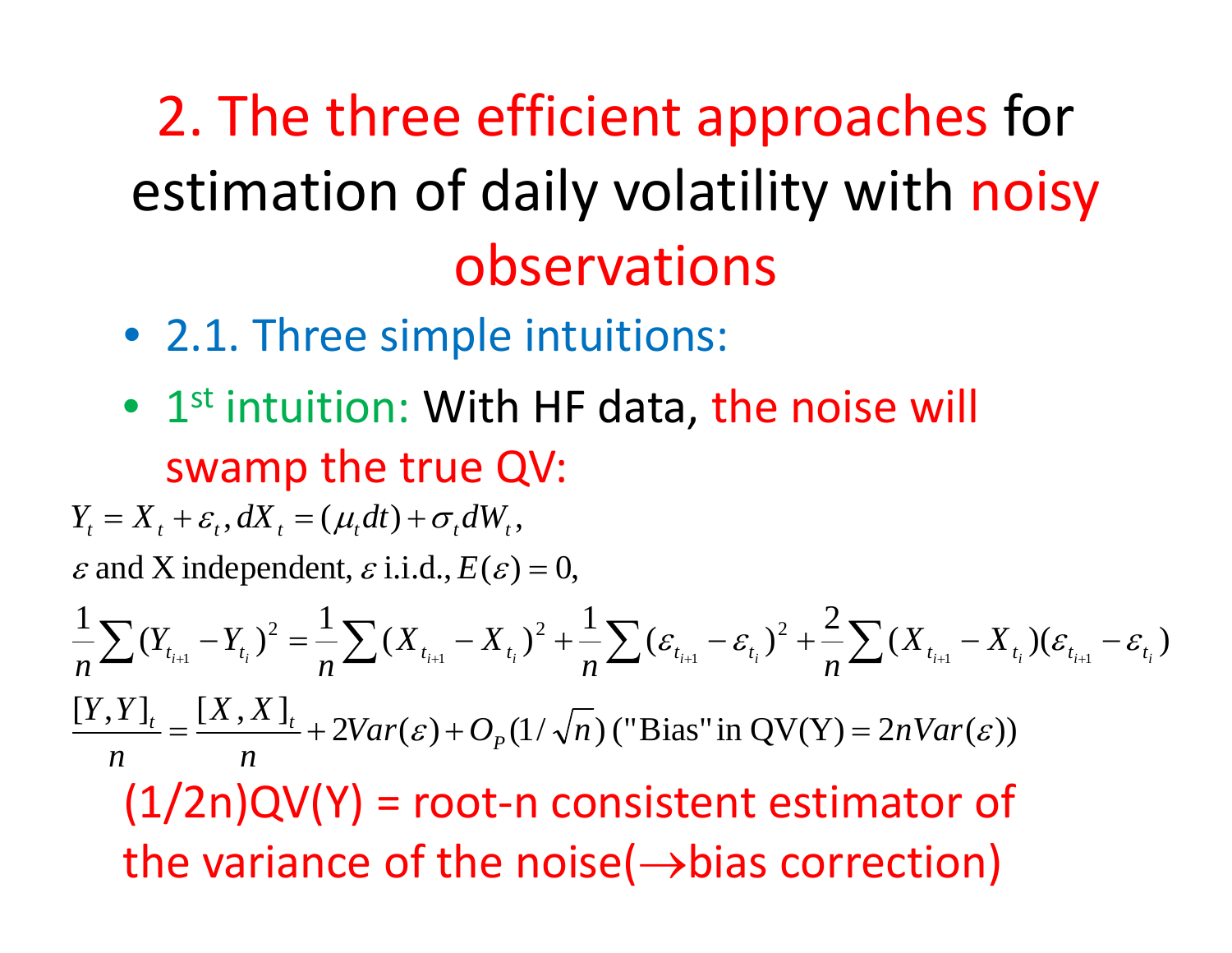# 2. The three efficient approaches for estimation of daily volatility with noisy observations

- 2.1. Three simple intuitions:
- 1st intuition: With HF data, the noise will swamp the true QV:

$$Y_t = X_t + \varepsilon_t, dX_t = (\mu_t dt) + \sigma_t dW_t,$$

$\varepsilon$ and X independent, $\varepsilon$ i.i.d., $E(\varepsilon) = 0$,

$$\frac{1}{n}\sum (Y_{t_{i+1}} - Y_{t_i})^2 = \frac{1}{n}\sum (X_{t_{i+1}} - X_{t_i})^2 + \frac{1}{n}\sum (\varepsilon_{t_{i+1}} - \varepsilon_{t_i})^2 + \frac{2}{n}\sum (X_{t_{i+1}} - X_{t_i})(\varepsilon_{t_{i+1}} - \varepsilon_{t_i})$$

$$\frac{[Y,Y]_t}{n} = \frac{[X,X]_t}{n} + 2Var(\varepsilon) + O_P(1/\sqrt{n}) \text{ ("Bias" in QV(Y)} = 2nVar(\varepsilon))$$

(1/2n)QV(Y) = root-n consistent estimator of the variance of the noise($\rightarrow$bias correction)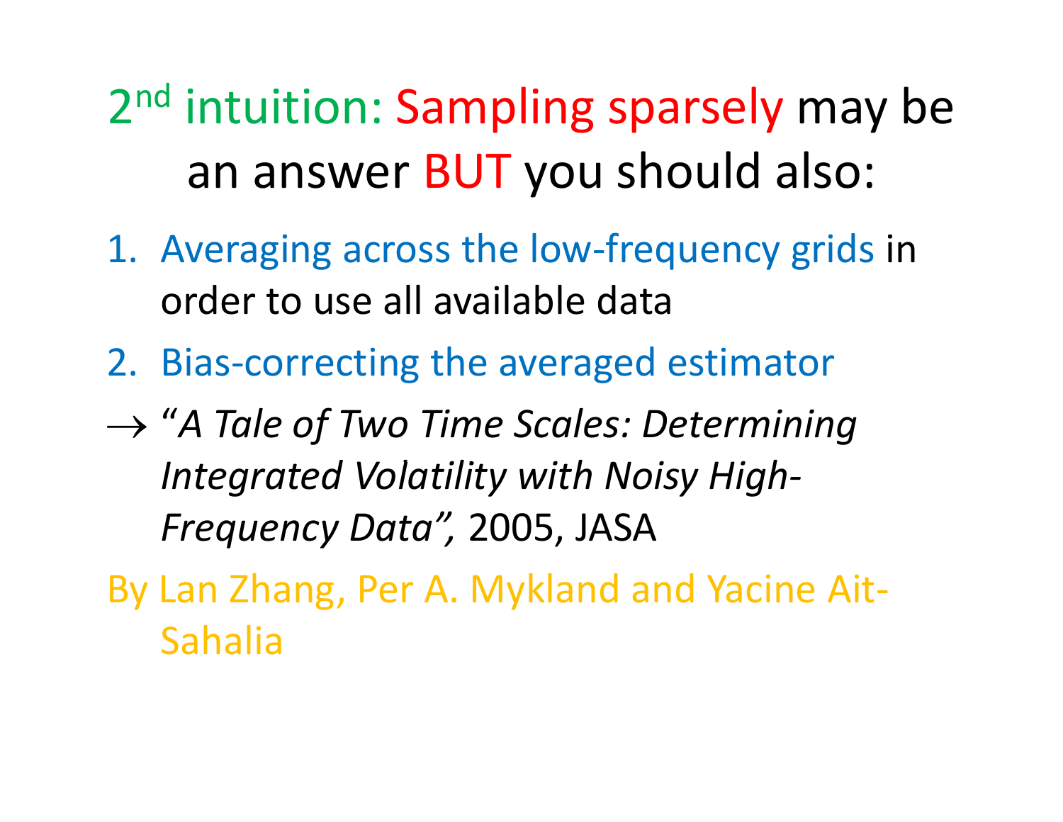# 2nd intuition: Sampling sparsely may be an answer BUT you should also:

1. Averaging across the low-frequency grids in order to use all available data
2. Bias-correcting the averaged estimator

→ *"A Tale of Two Time Scales: Determining Integrated Volatility with Noisy High-Frequency Data",* 2005, JASA

By Lan Zhang, Per A. Mykland and Yacine Ait-Sahalia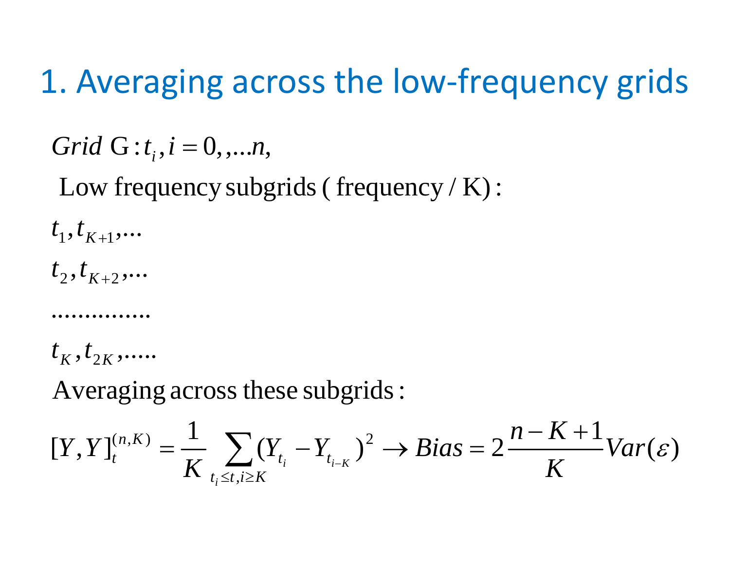# 1. Averaging across the low-frequency grids

$Grid\ \mathrm{G}: t_i, i = 0,,...n,$

Low frequency subgrids ( frequency / K) :

$t_1, t_{K+1},...$

$t_2, t_{K+2},...$

...............

$t_K, t_{2K},.....$

Averaging across these subgrids :

$$[Y,Y]_t^{(n,K)} = \frac{1}{K} \sum_{t_i \leq t, i \geq K} (Y_{t_i} - Y_{t_{i-K}})^2 \rightarrow Bias = 2\frac{n-K+1}{K} Var(\varepsilon)$$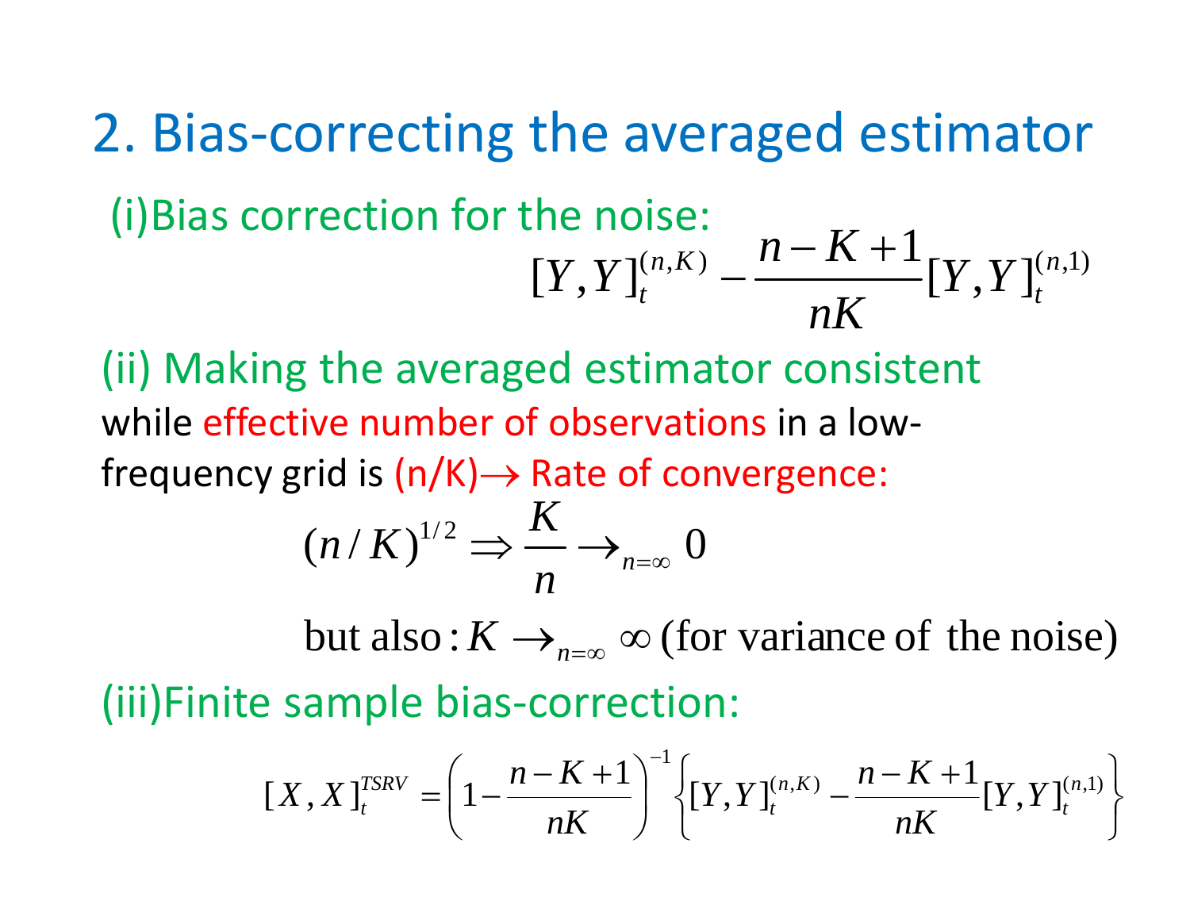## 2. Bias-correcting the averaged estimator

(i) Bias correction for the noise:

$$[Y,Y]_t^{(n,K)} - \frac{n-K+1}{nK}[Y,Y]_t^{(n,1)}$$

(ii) Making the averaged estimator consistent while effective number of observations in a low-frequency grid is (n/K)→ Rate of convergence:

$$(n/K)^{1/2} \Rightarrow \frac{K}{n} \rightarrow_{n=\infty} 0$$

$$\text{but also}: K \rightarrow_{n=\infty} \infty \text{ (for variance of the noise)}$$

(iii) Finite sample bias-correction:

$$[X,X]_t^{TSRV} = \left(1 - \frac{n-K+1}{nK}\right)^{-1} \left\{ [Y,Y]_t^{(n,K)} - \frac{n-K+1}{nK}[Y,Y]_t^{(n,1)} \right\}$$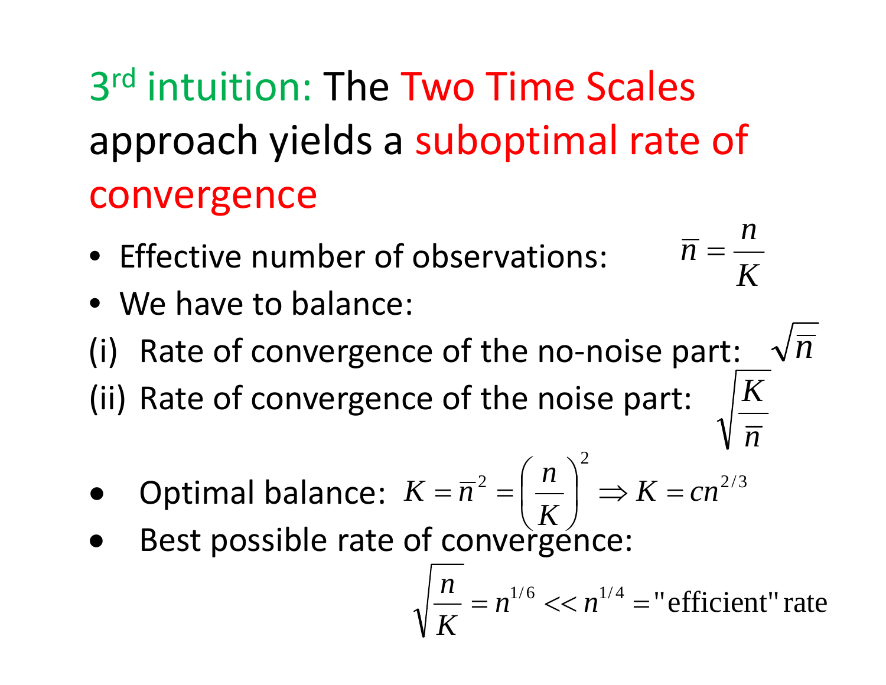# 3rd intuition: The Two Time Scales approach yields a suboptimal rate of convergence

- Effective number of observations: $\bar{n} = \frac{n}{K}$
- We have to balance:

(i) Rate of convergence of the no-noise part: $\sqrt{\bar{n}}$

(ii) Rate of convergence of the noise part: $\sqrt{\frac{K}{\bar{n}}}$

- Optimal balance: $K = \bar{n}^2 = \left(\frac{n}{K}\right)^2 \Rightarrow K = cn^{2/3}$
- Best possible rate of convergence:

$$\sqrt{\frac{n}{K}} = n^{1/6} << n^{1/4} = \text{"efficient" rate}$$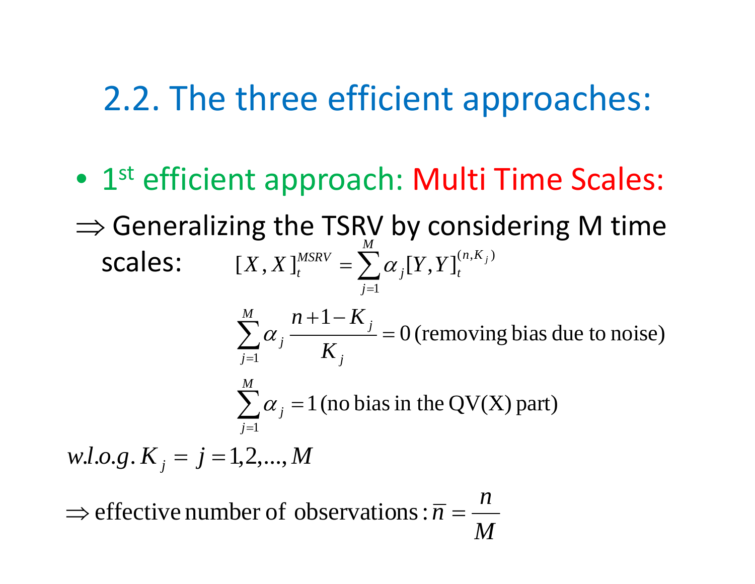# 2.2. The three efficient approaches:

- 1st efficient approach: Multi Time Scales:

$\Rightarrow$ Generalizing the TSRV by considering M time scales:

$$[X,X]_t^{MSRV} = \sum_{j=1}^{M} \alpha_j [Y,Y]_t^{(n,K_j)}$$

$$\sum_{j=1}^{M} \alpha_j \frac{n+1-K_j}{K_j} = 0 \text{ (removing bias due to noise)}$$

$$\sum_{j=1}^{M} \alpha_j = 1 \text{ (no bias in the QV(X) part)}$$

$w.l.o.g.\ K_j = j = 1,2,\ldots,M$

$\Rightarrow$ effective number of observations: $\bar{n} = \dfrac{n}{M}$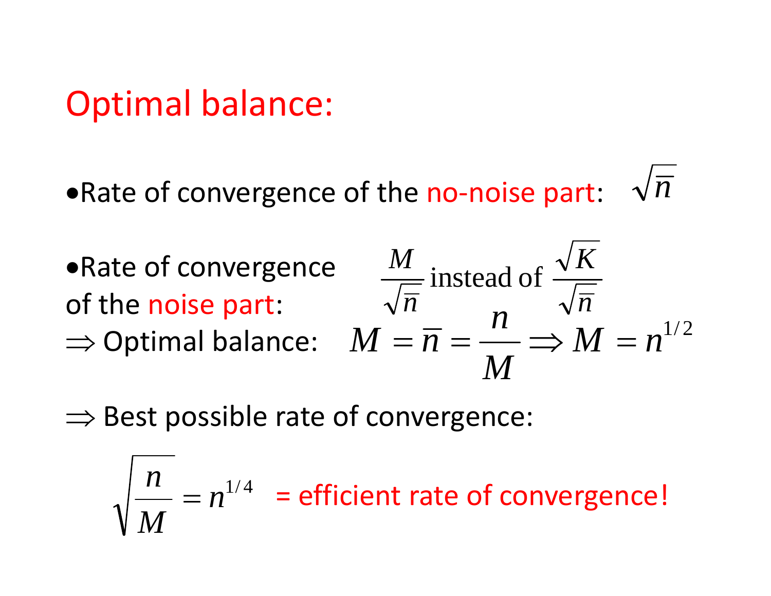# Optimal balance:

- Rate of convergence of the no-noise part: $\sqrt{\bar{n}}$

- Rate of convergence of the noise part: $\dfrac{M}{\sqrt{\bar{n}}}$ instead of $\dfrac{\sqrt{K}}{\sqrt{\bar{n}}}$

$\Rightarrow$ Optimal balance: $M = \bar{n} = \dfrac{n}{M} \Rightarrow M = n^{1/2}$

$\Rightarrow$ Best possible rate of convergence:

$$\sqrt{\frac{n}{M}} = n^{1/4}$$ = efficient rate of convergence!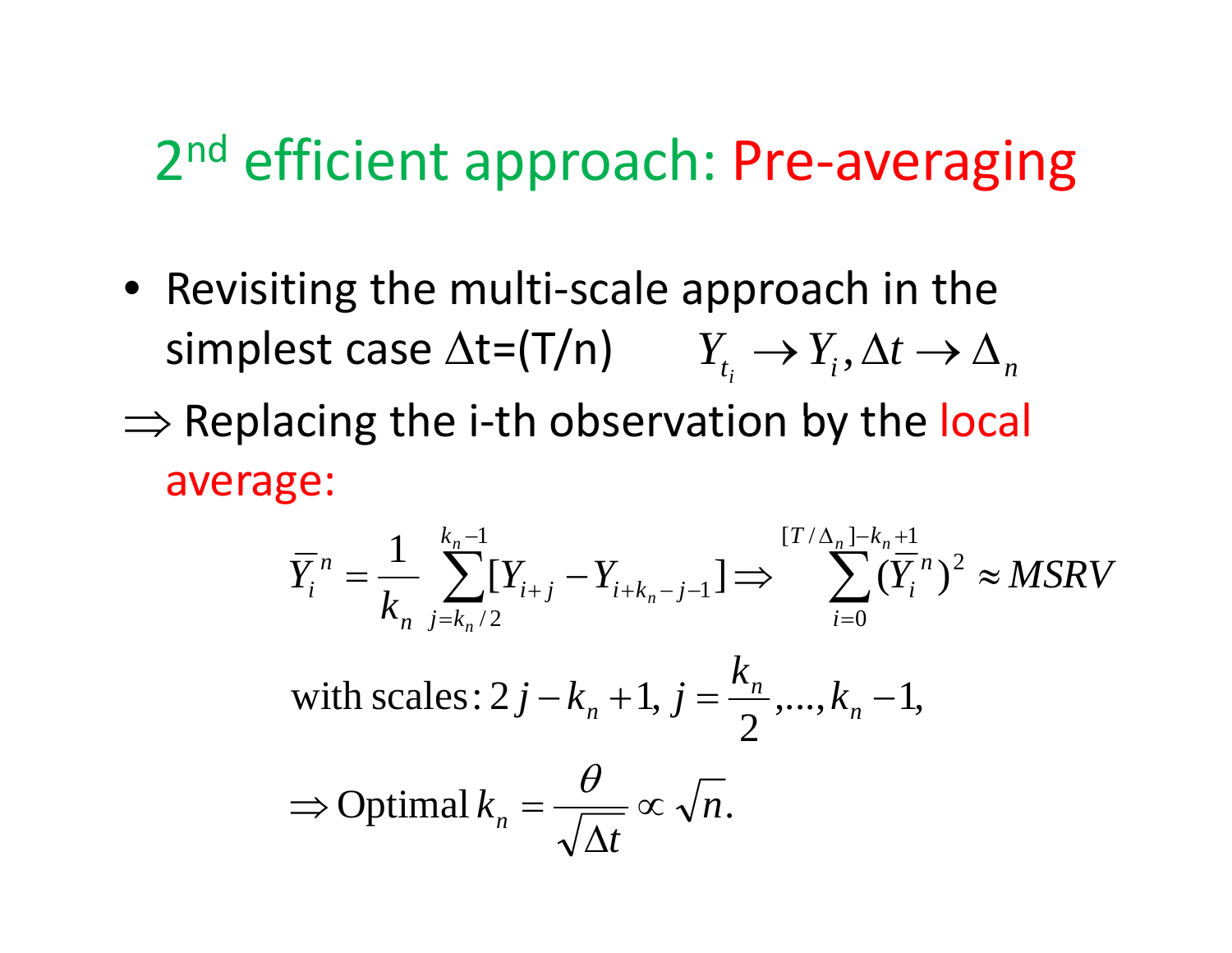# 2nd efficient approach: Pre-averaging

- Revisiting the multi-scale approach in the simplest case $\Delta$t=(T/n) $\quad Y_{t_i} \to Y_i, \Delta t \to \Delta_n$

$\Rightarrow$ Replacing the i-th observation by the local average:

$$\bar{Y}_i^n = \frac{1}{k_n} \sum_{j=k_n/2}^{k_n-1} [Y_{i+j} - Y_{i+k_n-j-1}] \Rightarrow \sum_{i=0}^{[T/\Delta_n]-k_n+1} (\bar{Y}_i^n)^2 \approx MSRV$$

$$\text{with scales: } 2j - k_n + 1,\ j = \frac{k_n}{2}, \ldots, k_n - 1,$$

$$\Rightarrow \text{Optimal } k_n = \frac{\theta}{\sqrt{\Delta t}} \propto \sqrt{n}.$$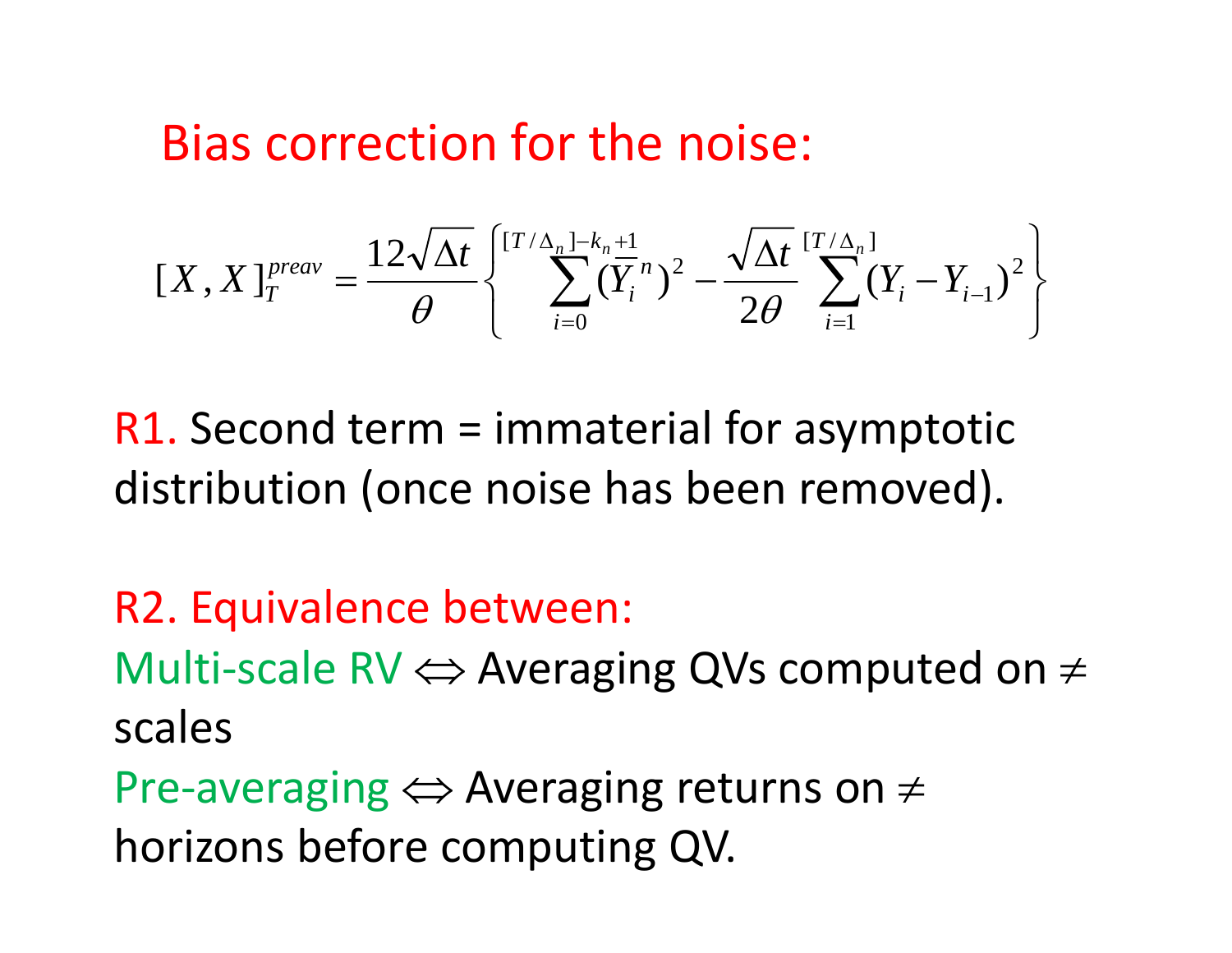# Bias correction for the noise:

$$[X,X]_T^{preav} = \frac{12\sqrt{\Delta t}}{\theta}\left\{\sum_{i=0}^{[T/\Delta_n]-k_n+1}(\overline{Y}_i^{\,n})^2 - \frac{\sqrt{\Delta t}}{2\theta}\sum_{i=1}^{[T/\Delta_n]}(Y_i - Y_{i-1})^2\right\}$$

R1. Second term = immaterial for asymptotic distribution (once noise has been removed).

R2. Equivalence between:

Multi-scale RV $\Leftrightarrow$ Averaging QVs computed on $\neq$ scales

Pre-averaging $\Leftrightarrow$ Averaging returns on $\neq$ horizons before computing QV.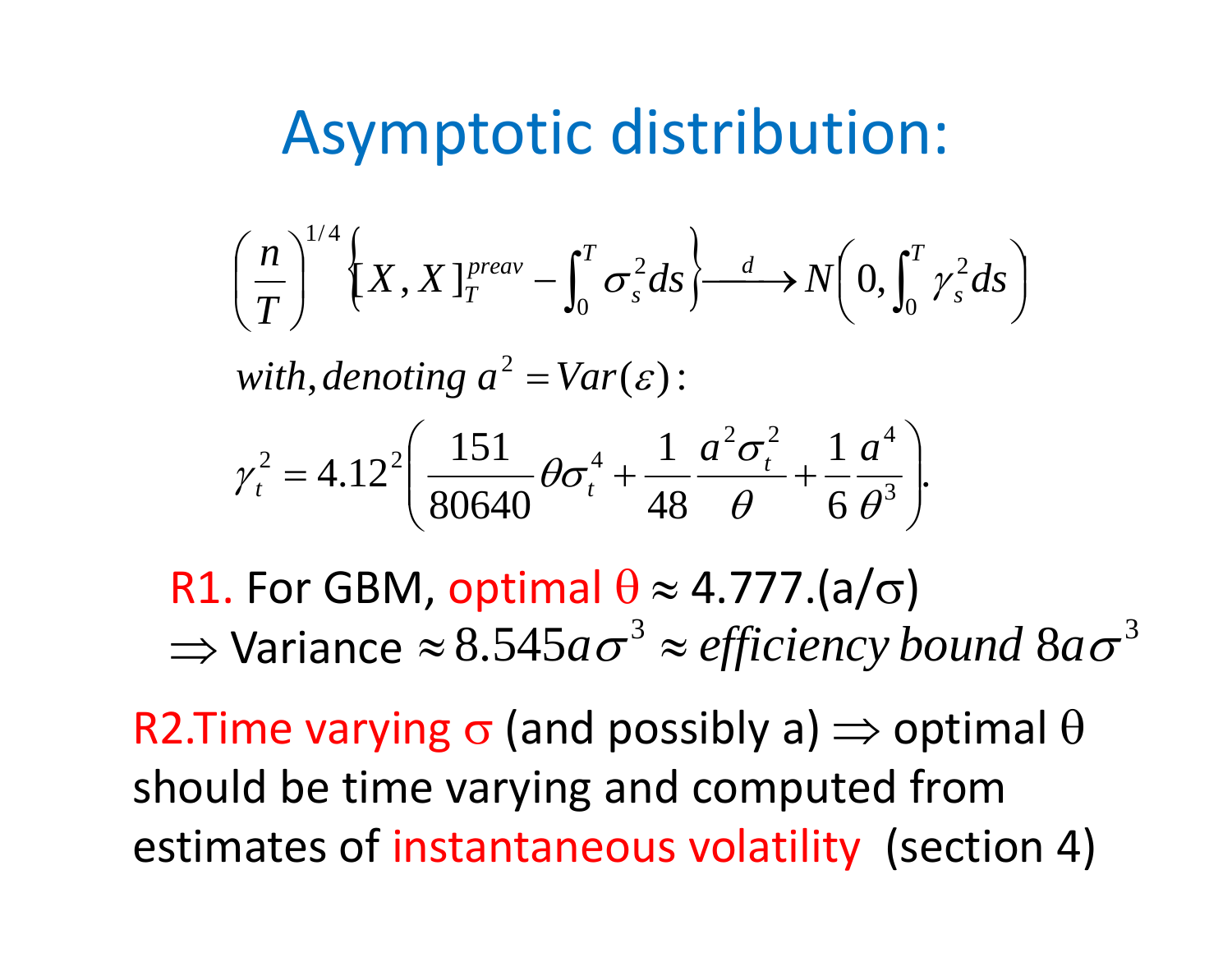# Asymptotic distribution:

$$\left(\frac{n}{T}\right)^{1/4}\left\{[X,X]_T^{preav}-\int_0^T \sigma_s^2 ds\right\}\xrightarrow{d} N\left(0,\int_0^T \gamma_s^2 ds\right)$$

$with, denoting\ a^2 = Var(\varepsilon):$

$$\gamma_t^2 = 4.12^2\left(\frac{151}{80640}\theta\sigma_t^4+\frac{1}{48}\frac{a^2\sigma_t^2}{\theta}+\frac{1}{6}\frac{a^4}{\theta^3}\right).$$

R1. For GBM, optimal $\theta \approx 4.777.(a/\sigma)$
$\Rightarrow$ Variance $\approx 8.545 a\sigma^3 \approx$ *efficiency bound* $8a\sigma^3$

R2. Time varying $\sigma$ (and possibly a) $\Rightarrow$ optimal $\theta$ should be time varying and computed from estimates of instantaneous volatility (section 4)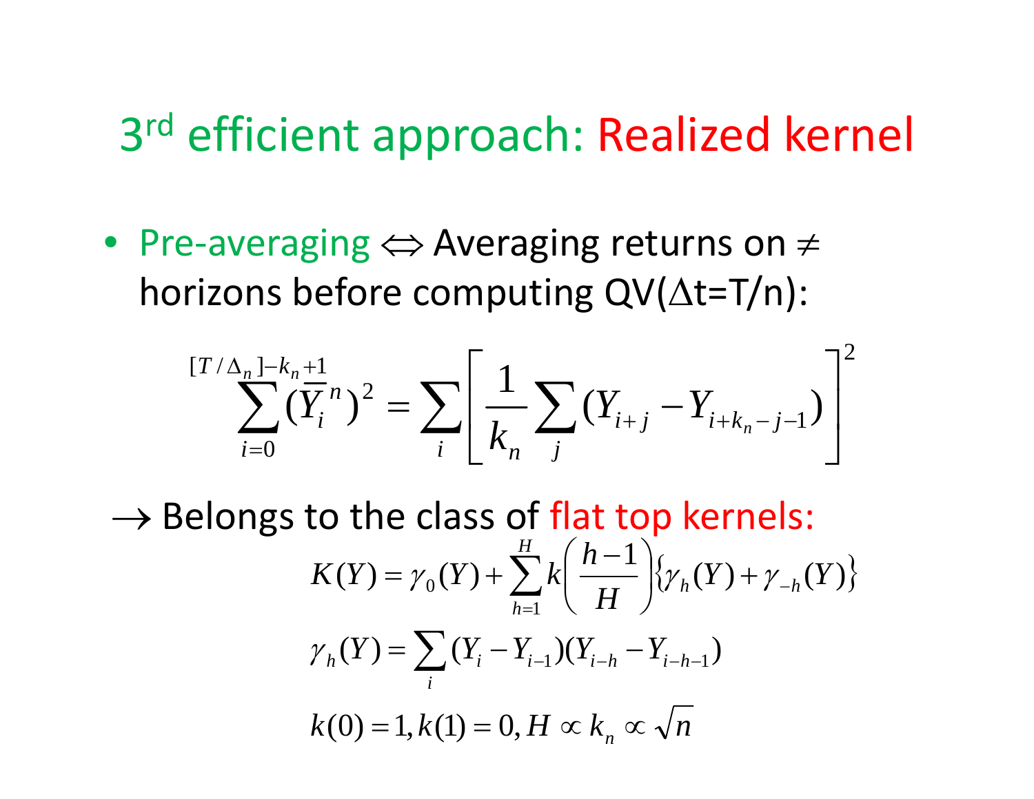# 3rd efficient approach: Realized kernel

- Pre-averaging $\Leftrightarrow$ Averaging returns on $\neq$ horizons before computing QV($\Delta$t=T/n):

$$\sum_{i=0}^{[T/\Delta_n]-k_n+1} (\overline{Y}_i^{\,n})^2 = \sum_i \left[ \frac{1}{k_n} \sum_j (Y_{i+j} - Y_{i+k_n-j-1}) \right]^2$$

$\rightarrow$ Belongs to the class of flat top kernels:

$$K(Y) = \gamma_0(Y) + \sum_{h=1}^{H} k\left(\frac{h-1}{H}\right)\left\{\gamma_h(Y) + \gamma_{-h}(Y)\right\}$$

$$\gamma_h(Y) = \sum_i (Y_i - Y_{i-1})(Y_{i-h} - Y_{i-h-1})$$

$$k(0) = 1, k(1) = 0, H \propto k_n \propto \sqrt{n}$$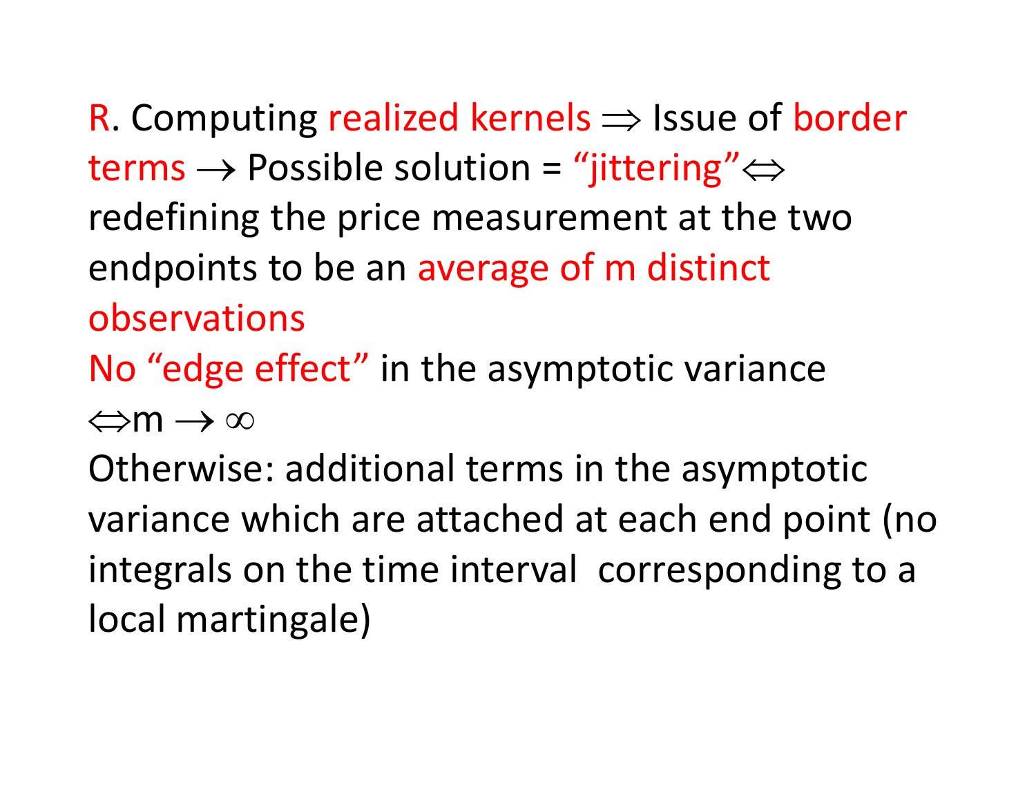R. Computing realized kernels $\Rightarrow$ Issue of border terms $\rightarrow$ Possible solution = "jittering" $\Leftrightarrow$ redefining the price measurement at the two endpoints to be an average of m distinct observations

No "edge effect" in the asymptotic variance $\Leftrightarrow m \rightarrow \infty$

Otherwise: additional terms in the asymptotic variance which are attached at each end point (no integrals on the time interval corresponding to a local martingale)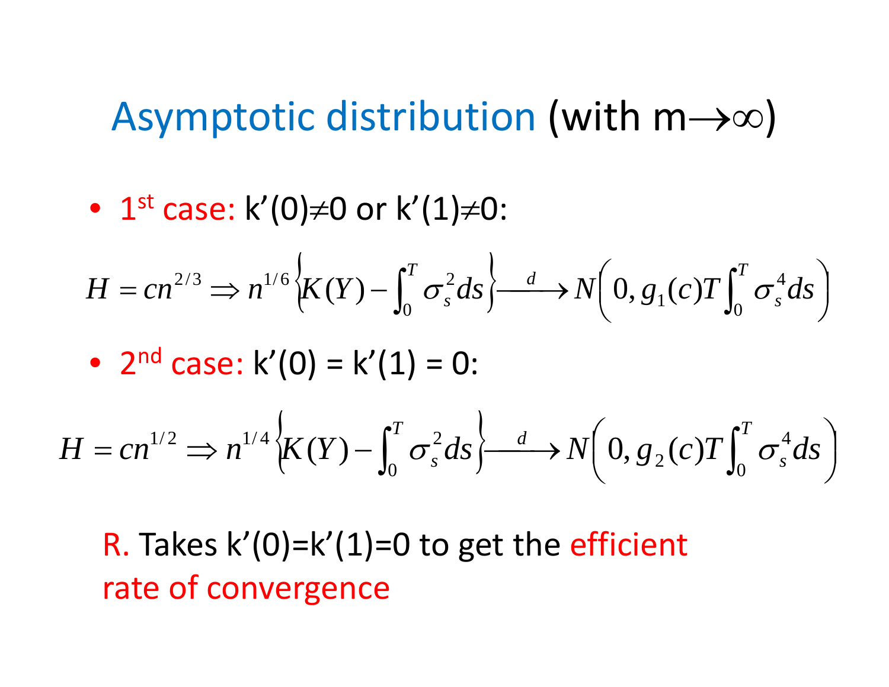# Asymptotic distribution (with m→∞)

- 1st case: $k'(0) \neq 0$ or $k'(1) \neq 0$:

$$H = cn^{2/3} \Rightarrow n^{1/6} \left\{ K(Y) - \int_0^T \sigma_s^2 ds \right\} \xrightarrow{d} N\left( 0, g_1(c) T \int_0^T \sigma_s^4 ds \right)$$

- 2nd case: $k'(0) = k'(1) = 0$:

$$H = cn^{1/2} \Rightarrow n^{1/4} \left\{ K(Y) - \int_0^T \sigma_s^2 ds \right\} \xrightarrow{d} N\left( 0, g_2(c) T \int_0^T \sigma_s^4 ds \right)$$

R. Takes $k'(0)=k'(1)=0$ to get the efficient rate of convergence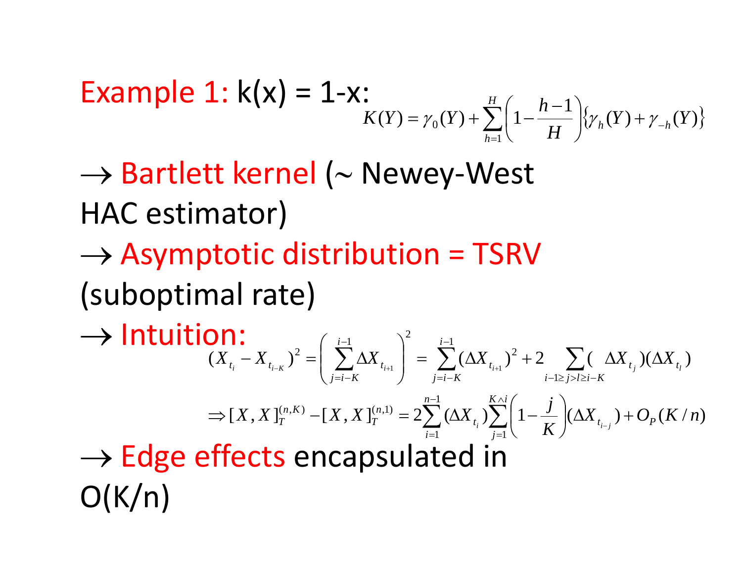Example 1: k(x) = 1-x:

$$K(Y) = \gamma_0(Y) + \sum_{h=1}^{H}\left(1 - \frac{h-1}{H}\right)\left\{\gamma_h(Y) + \gamma_{-h}(Y)\right\}$$

$\rightarrow$ Bartlett kernel (~ Newey-West HAC estimator)

$\rightarrow$ Asymptotic distribution = TSRV (suboptimal rate)

$\rightarrow$ Intuition:

$$(X_{t_i} - X_{t_{i-K}})^2 = \left(\sum_{j=i-K}^{i-1} \Delta X_{t_{i+1}}\right)^2 = \sum_{j=i-K}^{i-1} (\Delta X_{t_{i+1}})^2 + 2\sum_{i-1 \geq j > l \geq i-K} (\Delta X_{t_j})(\Delta X_{t_l})$$

$$\Rightarrow [X, X]_T^{(n,K)} - [X, X]_T^{(n,1)} = 2\sum_{i=1}^{n-1} (\Delta X_{t_i}) \sum_{j=1}^{K \wedge i}\left(1 - \frac{j}{K}\right)(\Delta X_{t_{i-j}}) + O_P(K/n)$$

$\rightarrow$ Edge effects encapsulated in O(K/n)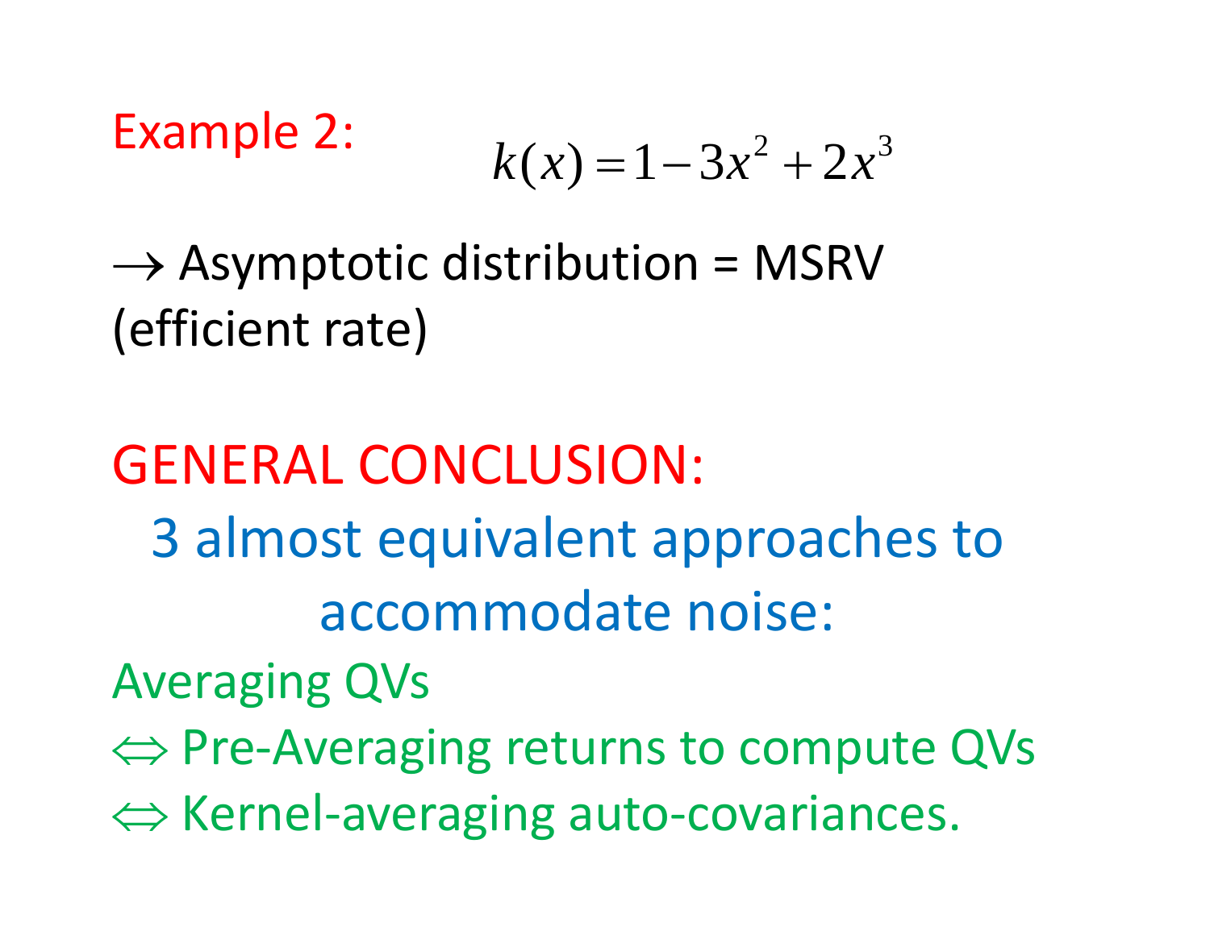Example 2: $k(x) = 1 - 3x^2 + 2x^3$

$\rightarrow$ Asymptotic distribution = MSRV (efficient rate)

## GENERAL CONCLUSION:

3 almost equivalent approaches to accommodate noise:

Averaging QVs

$\Leftrightarrow$ Pre-Averaging returns to compute QVs

$\Leftrightarrow$ Kernel-averaging auto-covariances.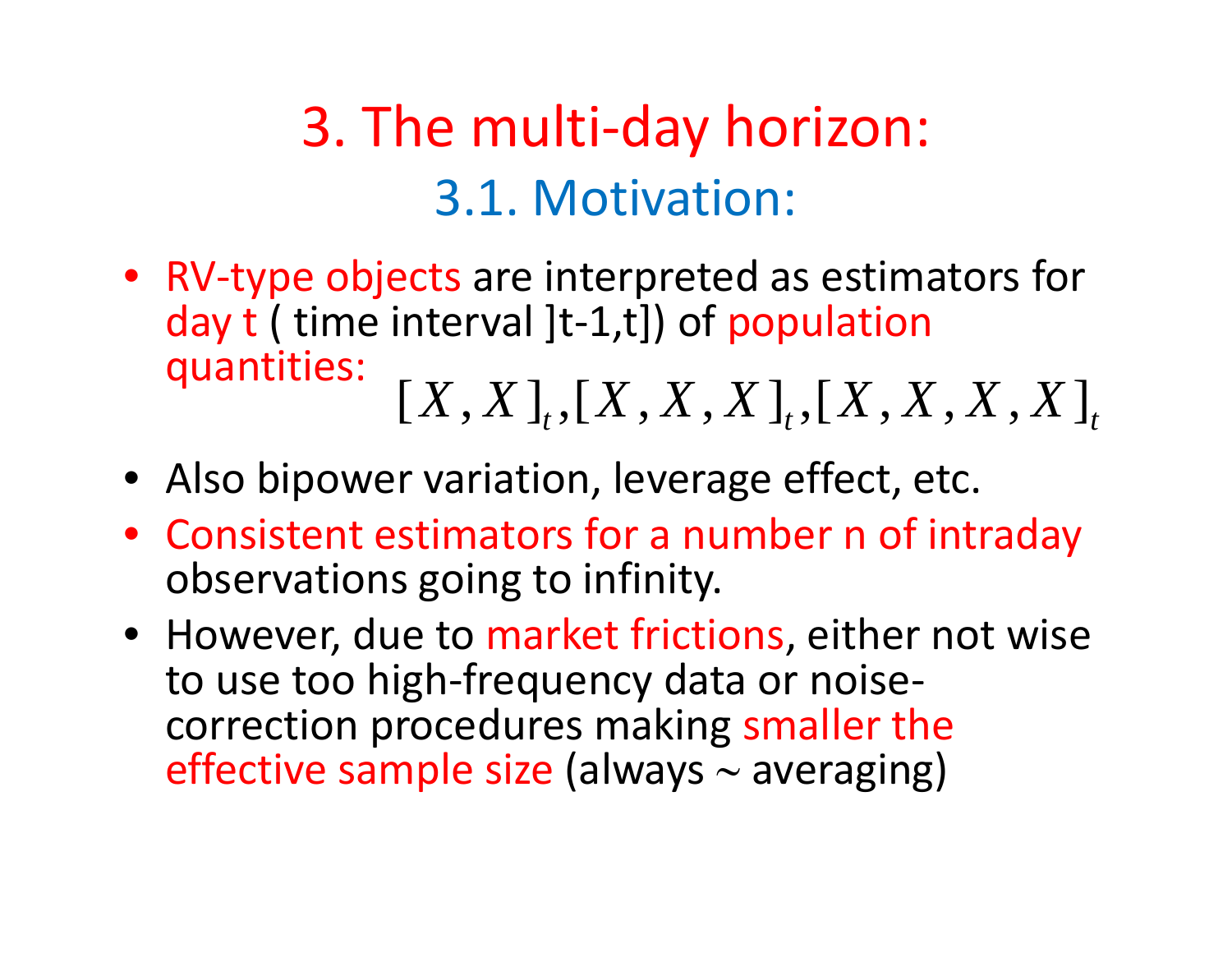# 3. The multi-day horizon:

## 3.1. Motivation:

- RV-type objects are interpreted as estimators for day t ( time interval ]t-1,t]) of population quantities: $[X, X]_t, [X, X, X]_t, [X, X, X, X]_t$
- Also bipower variation, leverage effect, etc.
- Consistent estimators for a number n of intraday observations going to infinity.
- However, due to market frictions, either not wise to use too high-frequency data or noise-correction procedures making smaller the effective sample size (always ~ averaging)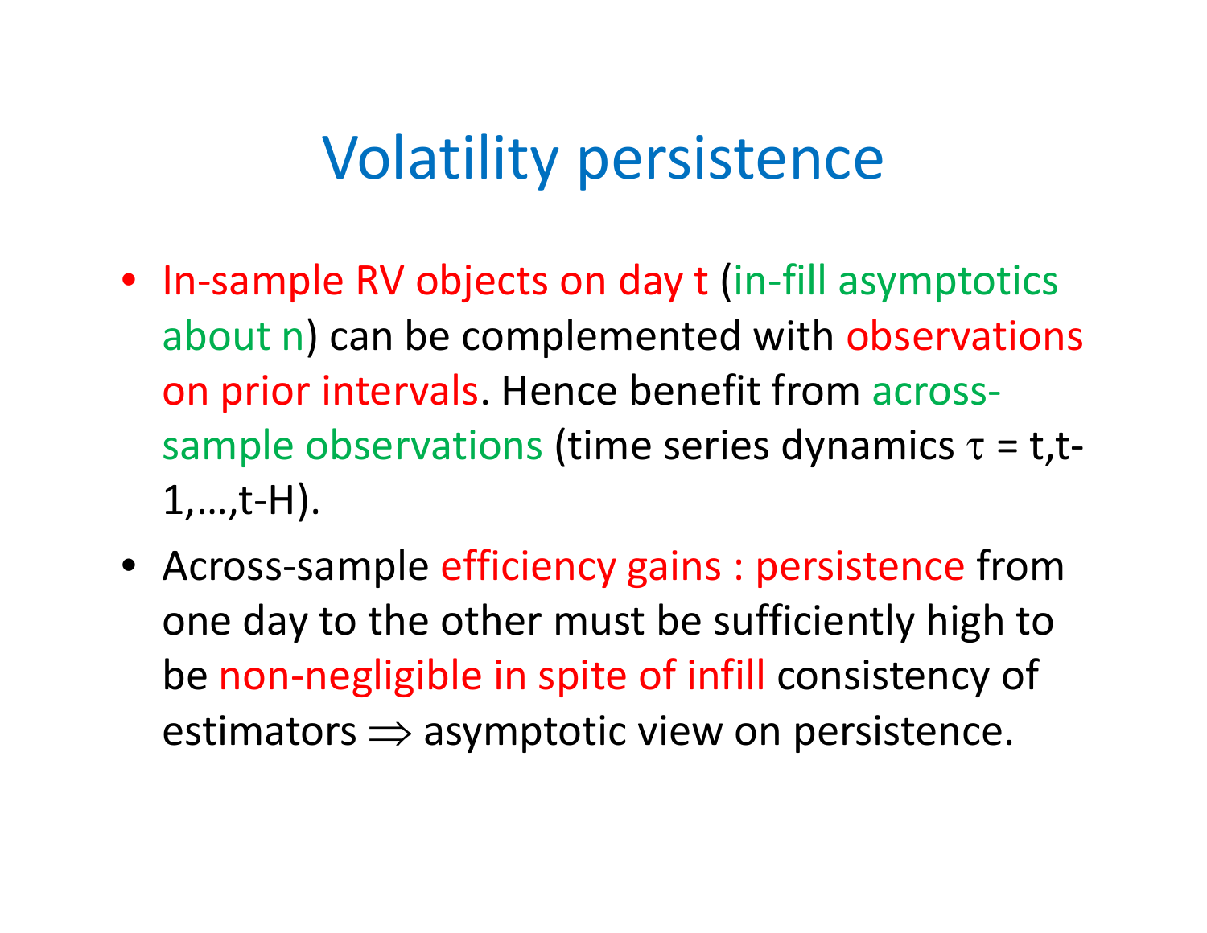# Volatility persistence

- In-sample RV objects on day t (in-fill asymptotics about n) can be complemented with observations on prior intervals. Hence benefit from across-sample observations (time series dynamics $\tau = t, t-1, \ldots, t-H$).
- Across-sample efficiency gains : persistence from one day to the other must be sufficiently high to be non-negligible in spite of infill consistency of estimators $\Rightarrow$ asymptotic view on persistence.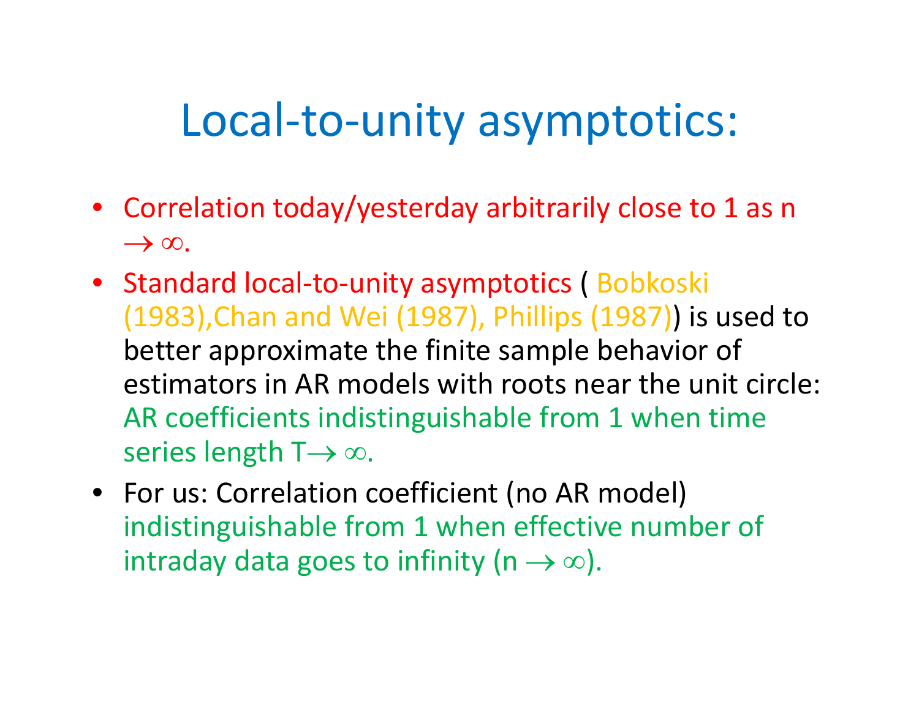# Local-to-unity asymptotics:

- Correlation today/yesterday arbitrarily close to 1 as n $\to \infty$.
- Standard local-to-unity asymptotics ( Bobkoski (1983),Chan and Wei (1987), Phillips (1987)) is used to better approximate the finite sample behavior of estimators in AR models with roots near the unit circle: AR coefficients indistinguishable from 1 when time series length T$\to \infty$.
- For us: Correlation coefficient (no AR model) indistinguishable from 1 when effective number of intraday data goes to infinity (n $\to \infty$).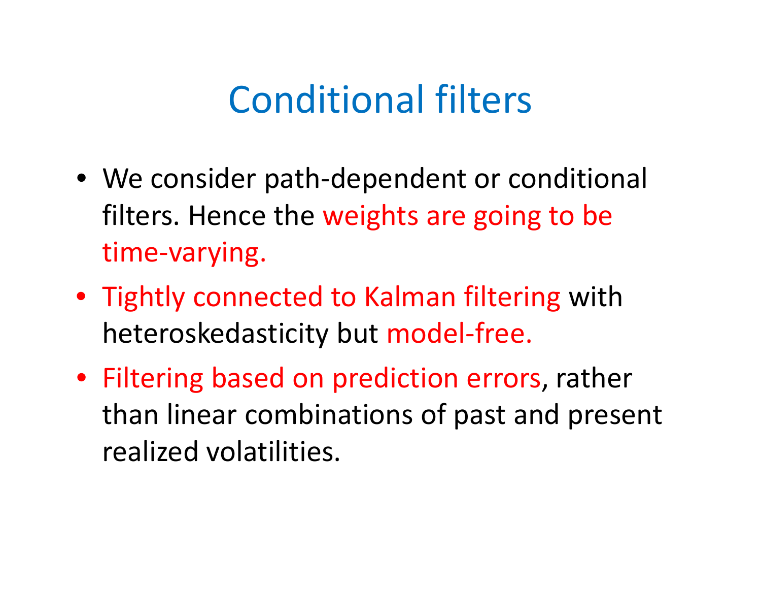# Conditional filters

- We consider path-dependent or conditional filters. Hence the weights are going to be time-varying.
- Tightly connected to Kalman filtering with heteroskedasticity but model-free.
- Filtering based on prediction errors, rather than linear combinations of past and present realized volatilities.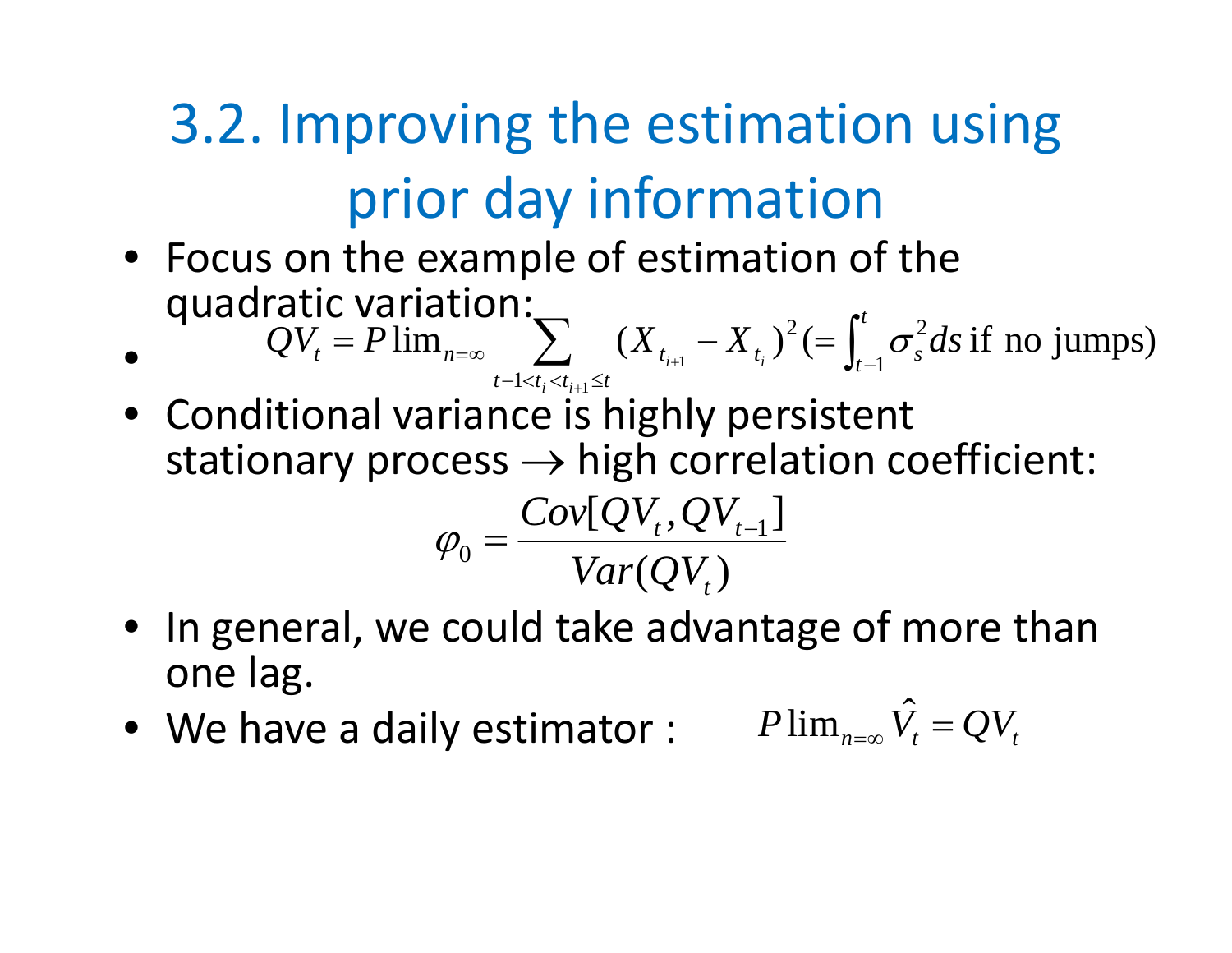# 3.2. Improving the estimation using prior day information

- Focus on the example of estimation of the quadratic variation:
- $$QV_t = P\lim_{n=\infty} \sum_{t-1<t_i<t_{i+1}\leq t} (X_{t_{i+1}} - X_{t_i})^2 (= \int_{t-1}^{t} \sigma_s^2 ds \text{ if no jumps})$$
- Conditional variance is highly persistent stationary process $\rightarrow$ high correlation coefficient:

$$\varphi_0 = \frac{Cov[QV_t, QV_{t-1}]}{Var(QV_t)}$$

- In general, we could take advantage of more than one lag.
- We have a daily estimator : $P\lim_{n=\infty} \hat{V}_t = QV_t$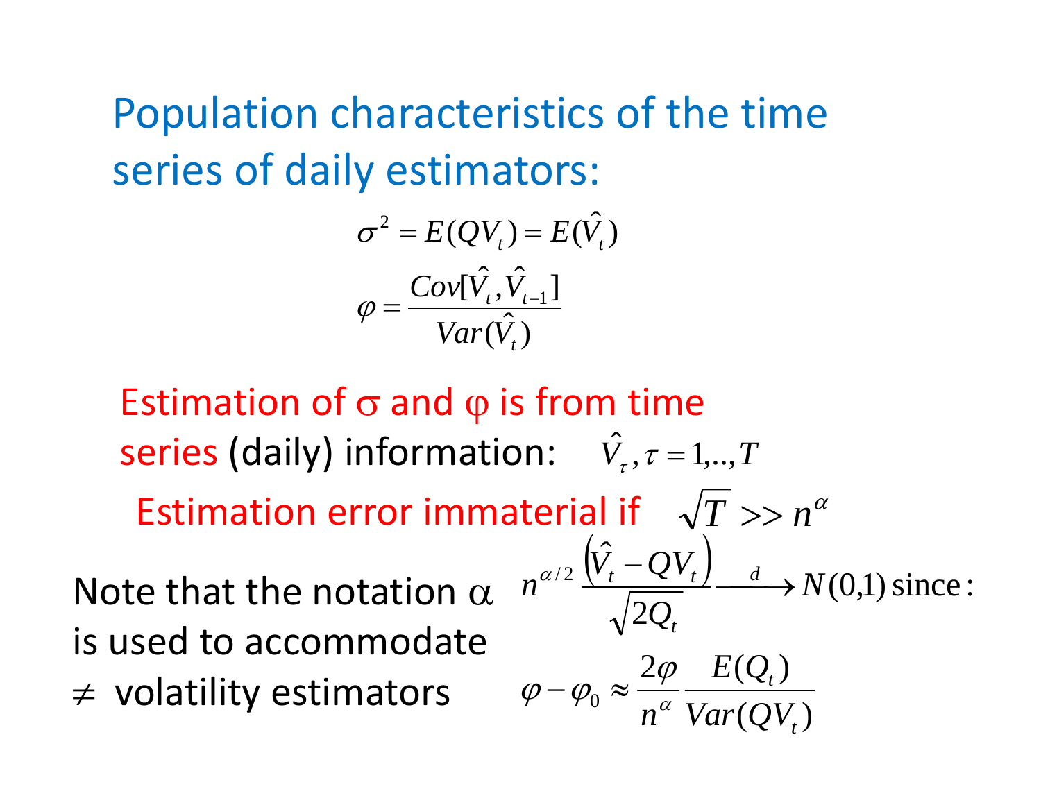## Population characteristics of the time series of daily estimators:

$$\sigma^2 = E(QV_t) = E(\hat{V}_t)$$

$$\varphi = \frac{Cov[\hat{V}_t, \hat{V}_{t-1}]}{Var(\hat{V}_t)}$$

Estimation of $\sigma$ and $\varphi$ is from time series (daily) information: $\hat{V}_\tau, \tau = 1,..,T$

Estimation error immaterial if $\sqrt{T} >> n^\alpha$

Note that the notation $\alpha$ is used to accommodate $\neq$ volatility estimators

$$n^{\alpha/2} \frac{\left(\hat{V}_t - QV_t\right)}{\sqrt{2Q_t}} \xrightarrow{d} N(0,1) \text{ since :}$$

$$\varphi - \varphi_0 \approx \frac{2\varphi}{n^\alpha} \frac{E(Q_t)}{Var(QV_t)}$$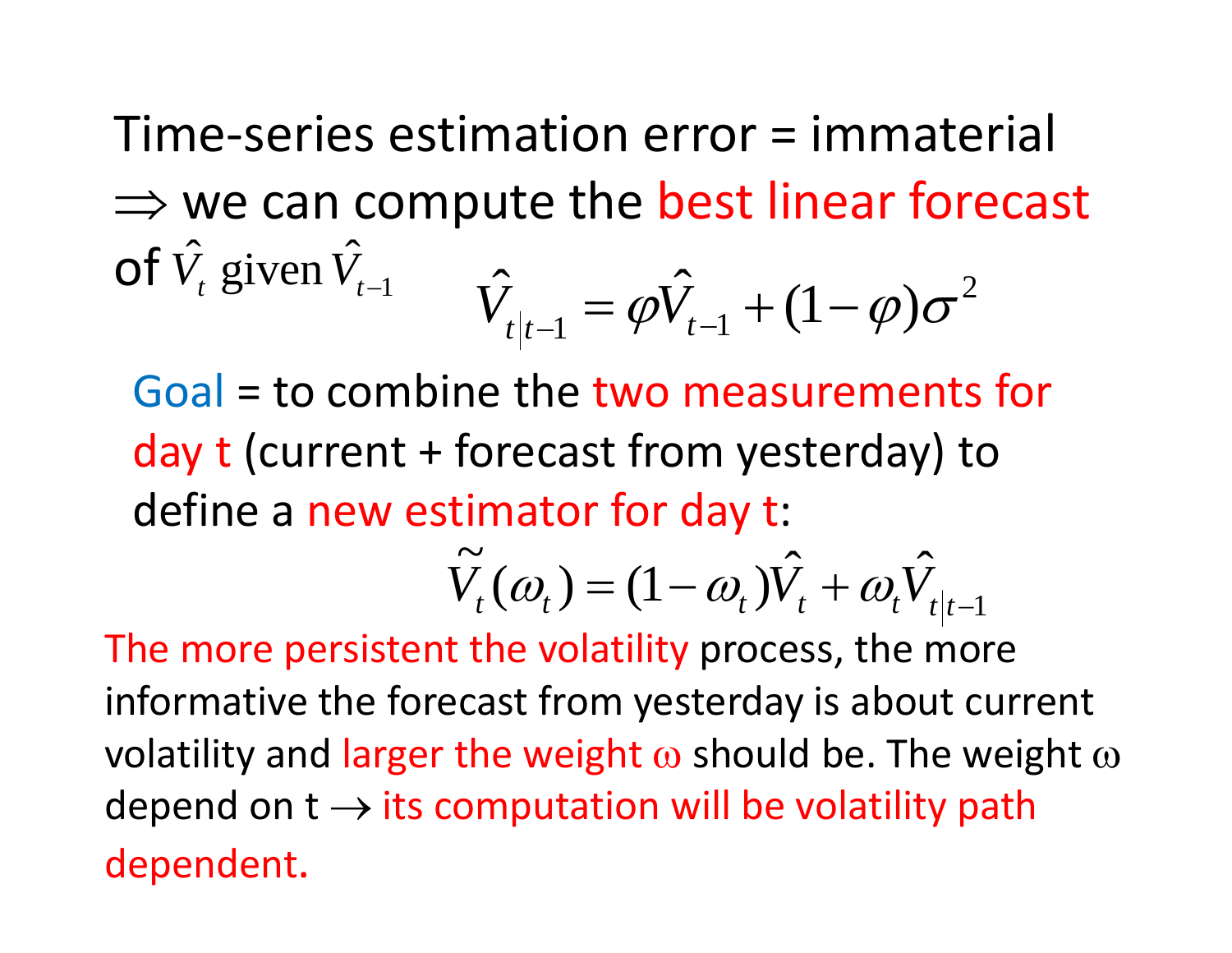Time-series estimation error = immaterial

$\Rightarrow$ we can compute the best linear forecast of $\hat{V}_t$ given $\hat{V}_{t-1}$

$$\hat{V}_{t|t-1} = \varphi \hat{V}_{t-1} + (1-\varphi)\sigma^2$$

Goal = to combine the two measurements for day t (current + forecast from yesterday) to define a new estimator for day t:

$$\tilde{V}_t(\omega_t) = (1-\omega_t)\hat{V}_t + \omega_t \hat{V}_{t|t-1}$$

The more persistent the volatility process, the more informative the forecast from yesterday is about current volatility and larger the weight $\omega$ should be. The weight $\omega$ depend on t $\rightarrow$ its computation will be volatility path dependent.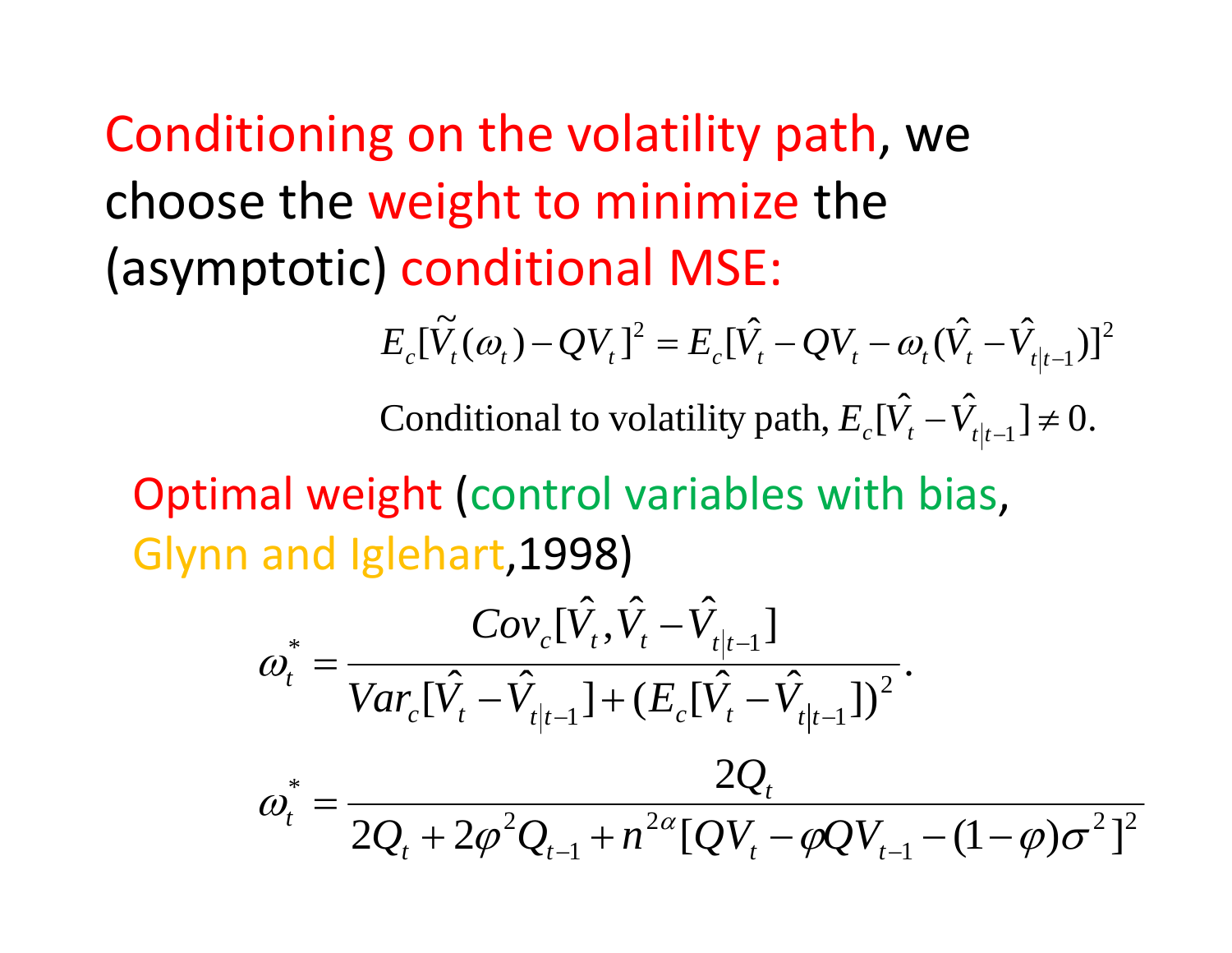Conditioning on the volatility path, we choose the weight to minimize the (asymptotic) conditional MSE:

$$E_c[\tilde{V}_t(\omega_t) - QV_t]^2 = E_c[\hat{V}_t - QV_t - \omega_t(\hat{V}_t - \hat{V}_{t|t-1})]^2$$

Conditional to volatility path, $E_c[\hat{V}_t - \hat{V}_{t|t-1}] \neq 0.$

Optimal weight (control variables with bias, Glynn and Iglehart,1998)

$$\omega_t^* = \frac{Cov_c[\hat{V}_t, \hat{V}_t - \hat{V}_{t|t-1}]}{Var_c[\hat{V}_t - \hat{V}_{t|t-1}] + (E_c[\hat{V}_t - \hat{V}_{t|t-1}])^2}.$$

$$\omega_t^* = \frac{2Q_t}{2Q_t + 2\varphi^2 Q_{t-1} + n^{2\alpha}[QV_t - \varphi QV_{t-1} - (1-\varphi)\sigma^2]^2}$$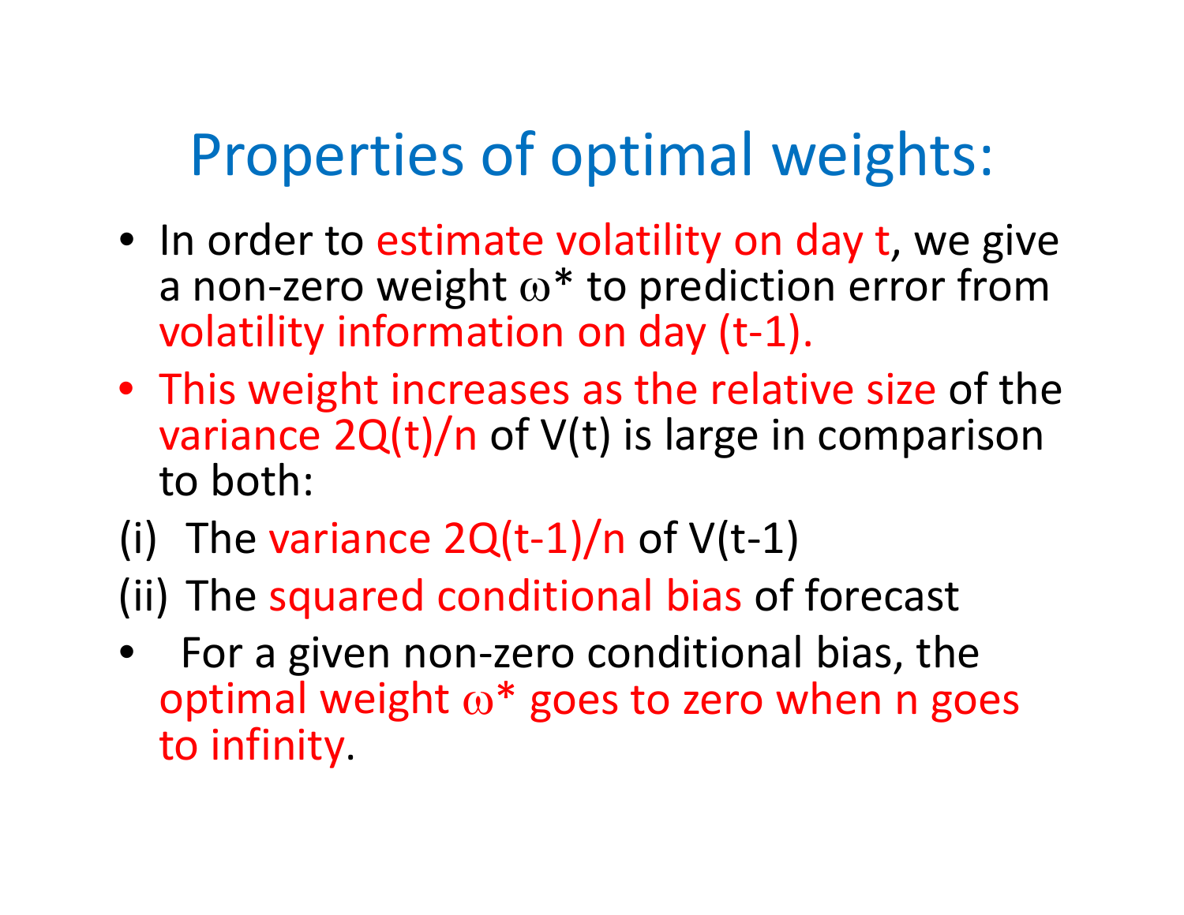# Properties of optimal weights:

- In order to estimate volatility on day t, we give a non-zero weight $\omega^*$ to prediction error from volatility information on day (t-1).
- This weight increases as the relative size of the variance $2Q(t)/n$ of $V(t)$ is large in comparison to both:

(i) The variance $2Q(t-1)/n$ of $V(t-1)$

(ii) The squared conditional bias of forecast

- For a given non-zero conditional bias, the optimal weight $\omega^*$ goes to zero when n goes to infinity.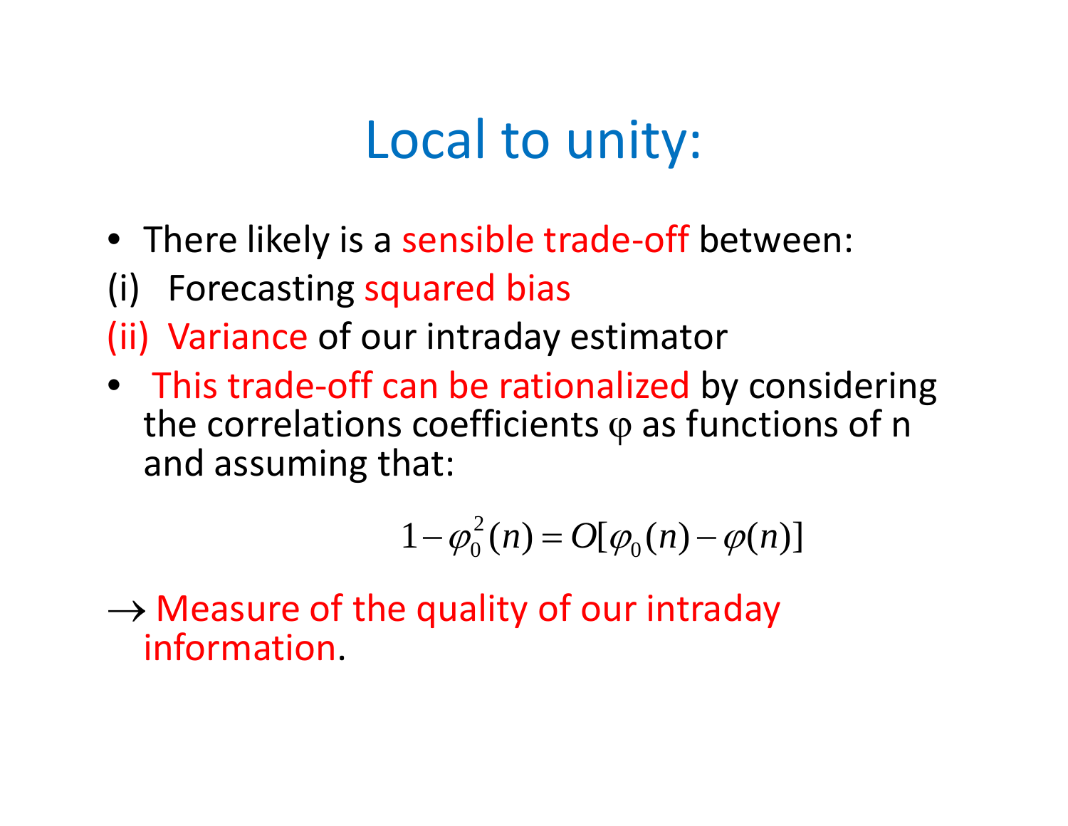# Local to unity:

- There likely is a sensible trade-off between:

(i) Forecasting squared bias

(ii) Variance of our intraday estimator

- This trade-off can be rationalized by considering the correlations coefficients $\varphi$ as functions of n and assuming that:

$$1 - \varphi_0^2(n) = O[\varphi_0(n) - \varphi(n)]$$

$\rightarrow$ Measure of the quality of our intraday information.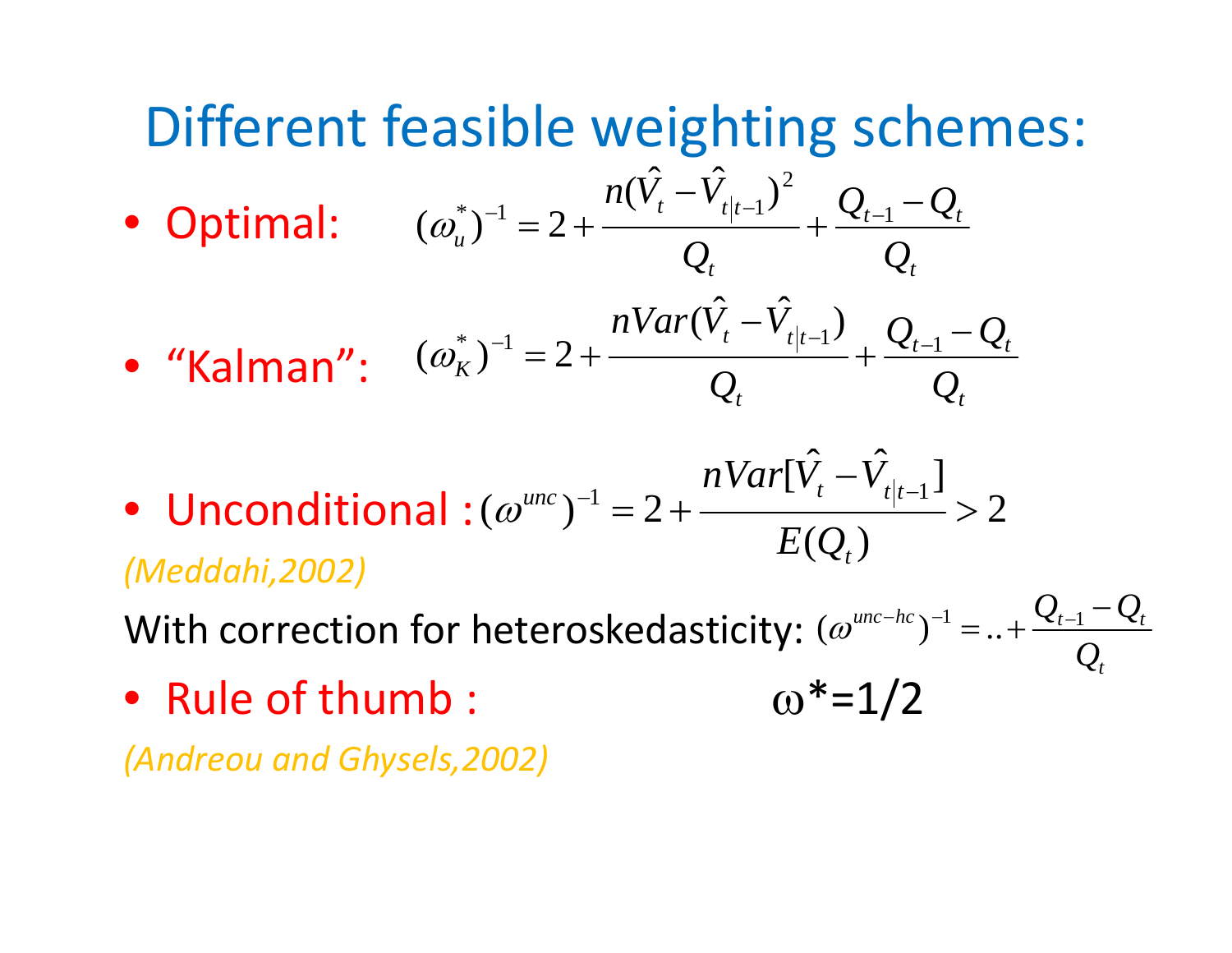# Different feasible weighting schemes:

- Optimal: $$(\omega_u^*)^{-1} = 2 + \frac{n(\hat{V}_t - \hat{V}_{t|t-1})^2}{Q_t} + \frac{Q_{t-1} - Q_t}{Q_t}$$

- "Kalman": $$(\omega_K^*)^{-1} = 2 + \frac{nVar(\hat{V}_t - \hat{V}_{t|t-1})}{Q_t} + \frac{Q_{t-1} - Q_t}{Q_t}$$

- Unconditional : $$(\omega^{unc})^{-1} = 2 + \frac{nVar[\hat{V}_t - \hat{V}_{t|t-1}]}{E(Q_t)} > 2$$

*(Meddahi,2002)*

With correction for heteroskedasticity: $(\omega^{unc-hc})^{-1} = .. + \frac{Q_{t-1} - Q_t}{Q_t}$

- Rule of thumb : $\omega^* = 1/2$

*(Andreou and Ghysels,2002)*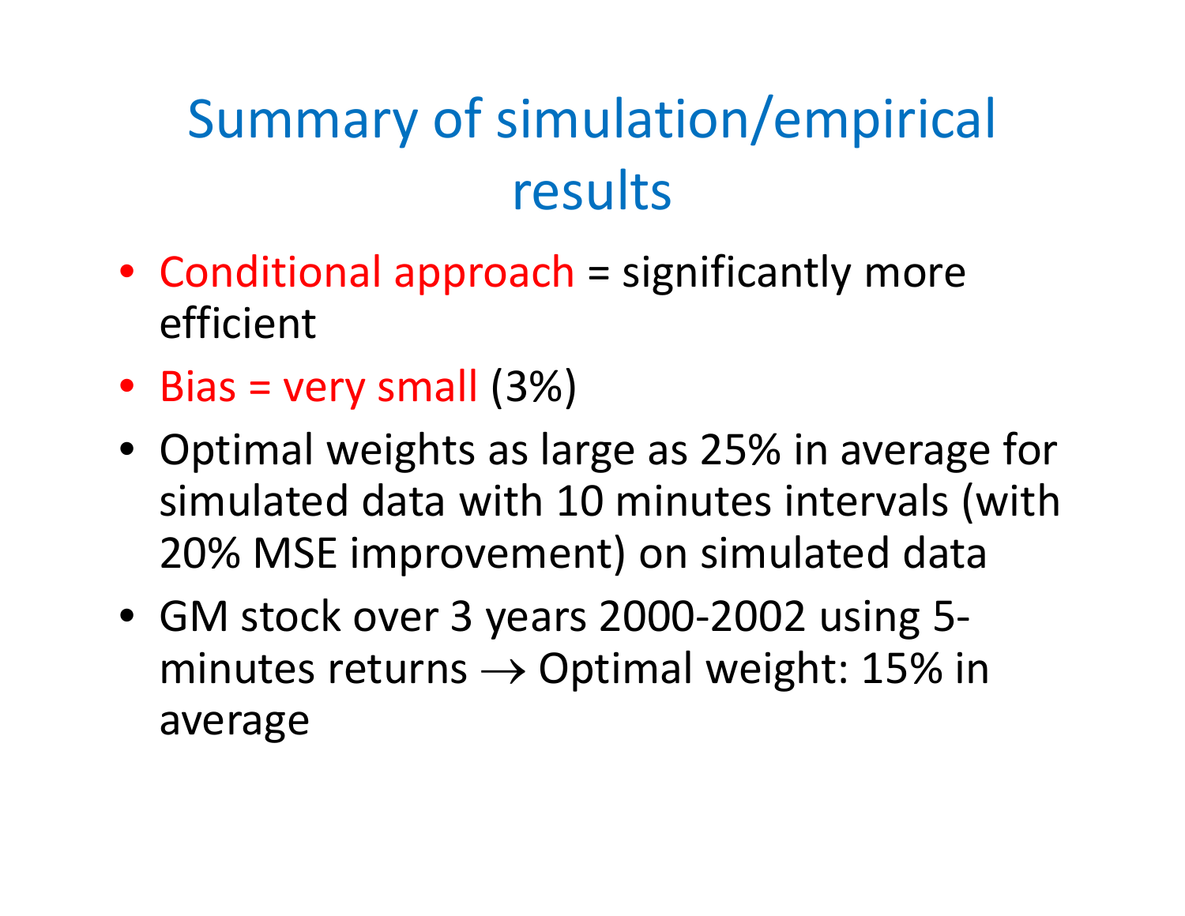# Summary of simulation/empirical results

- Conditional approach = significantly more efficient
- Bias = very small (3%)
- Optimal weights as large as 25% in average for simulated data with 10 minutes intervals (with 20% MSE improvement) on simulated data
- GM stock over 3 years 2000-2002 using 5-minutes returns $\rightarrow$ Optimal weight: 15% in average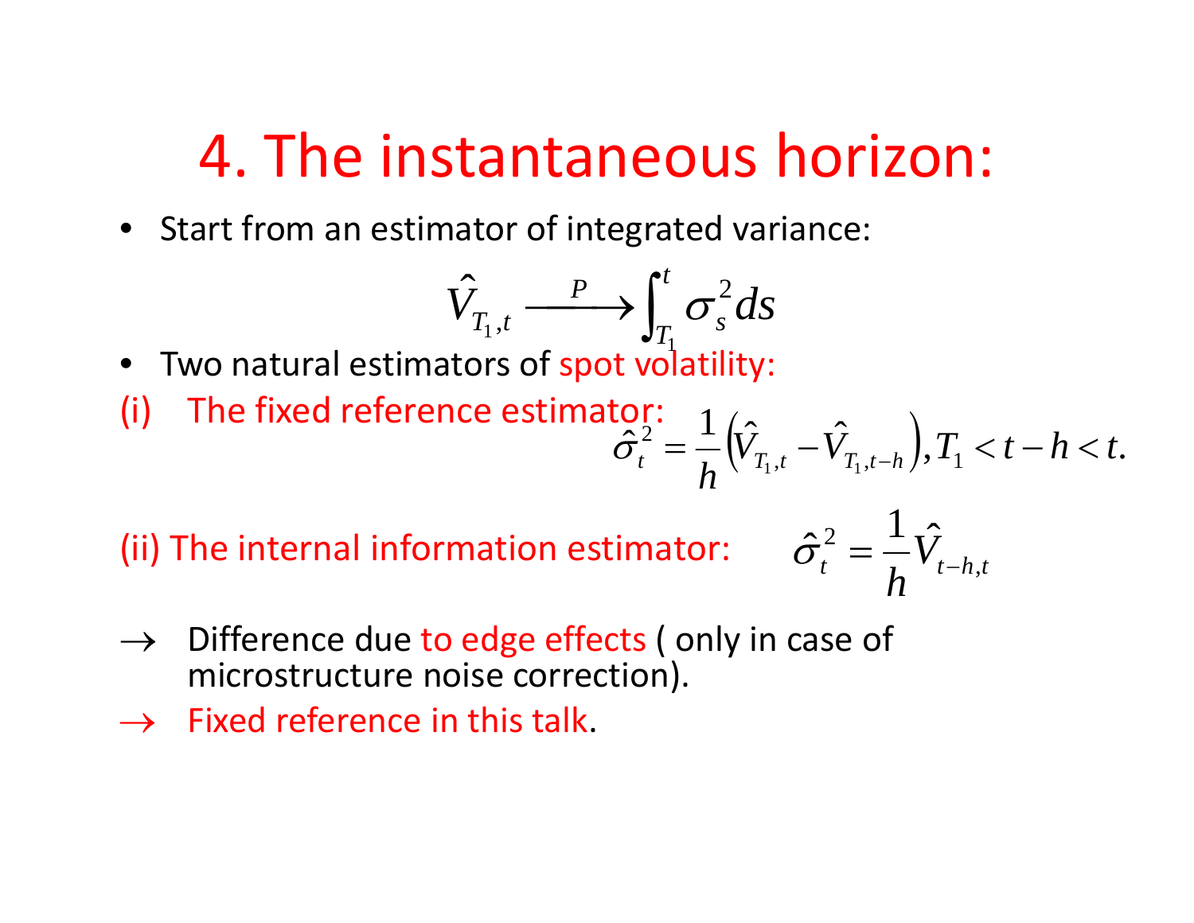# 4. The instantaneous horizon:

- Start from an estimator of integrated variance:

$$\hat{V}_{T_1,t} \xrightarrow{P} \int_{T_1}^{t} \sigma_s^2 ds$$

- Two natural estimators of spot volatility:

(i) The fixed reference estimator: $\hat{\sigma}_t^2 = \frac{1}{h}\left(\hat{V}_{T_1,t} - \hat{V}_{T_1,t-h}\right), T_1 < t-h < t.$

(ii) The internal information estimator: $\hat{\sigma}_t^2 = \frac{1}{h}\hat{V}_{t-h,t}$

→ Difference due to edge effects ( only in case of microstructure noise correction).

→ Fixed reference in this talk.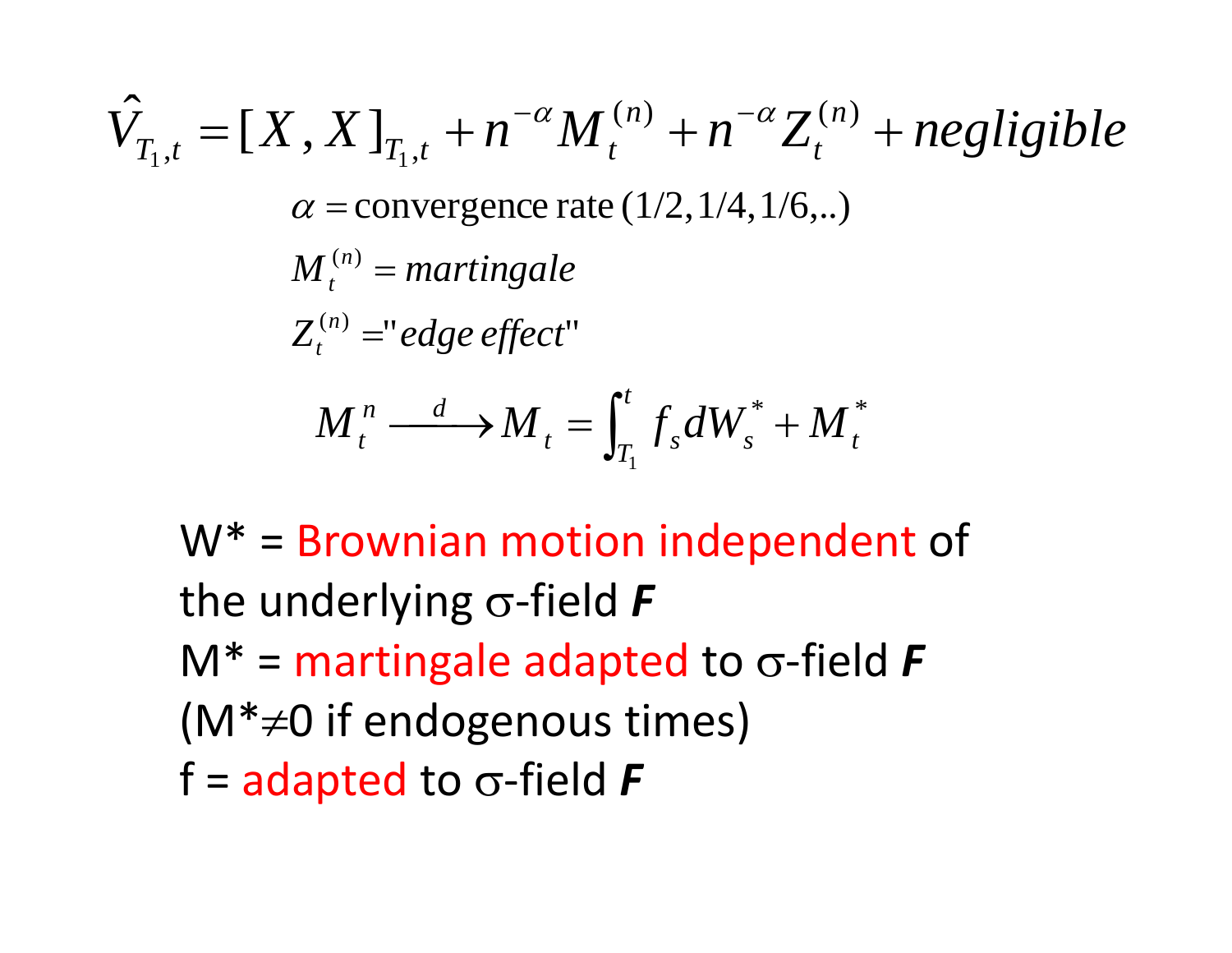$$\hat{V}_{T_1,t} = [X, X]_{T_1,t} + n^{-\alpha} M_t^{(n)} + n^{-\alpha} Z_t^{(n)} + negligible$$

$$\alpha = \text{convergence rate}\,(1/2, 1/4, 1/6, ..)$$

$$M_t^{(n)} = martingale$$

$$Z_t^{(n)} = \text{"}edge\ effect\text{"}$$

$$M_t^n \xrightarrow{d} M_t = \int_{T_1}^t f_s dW_s^* + M_t^*$$

W* = Brownian motion independent of the underlying $\sigma$-field ***F***

M* = martingale adapted to $\sigma$-field ***F***

(M*$\neq$0 if endogenous times)

f = adapted to $\sigma$-field ***F***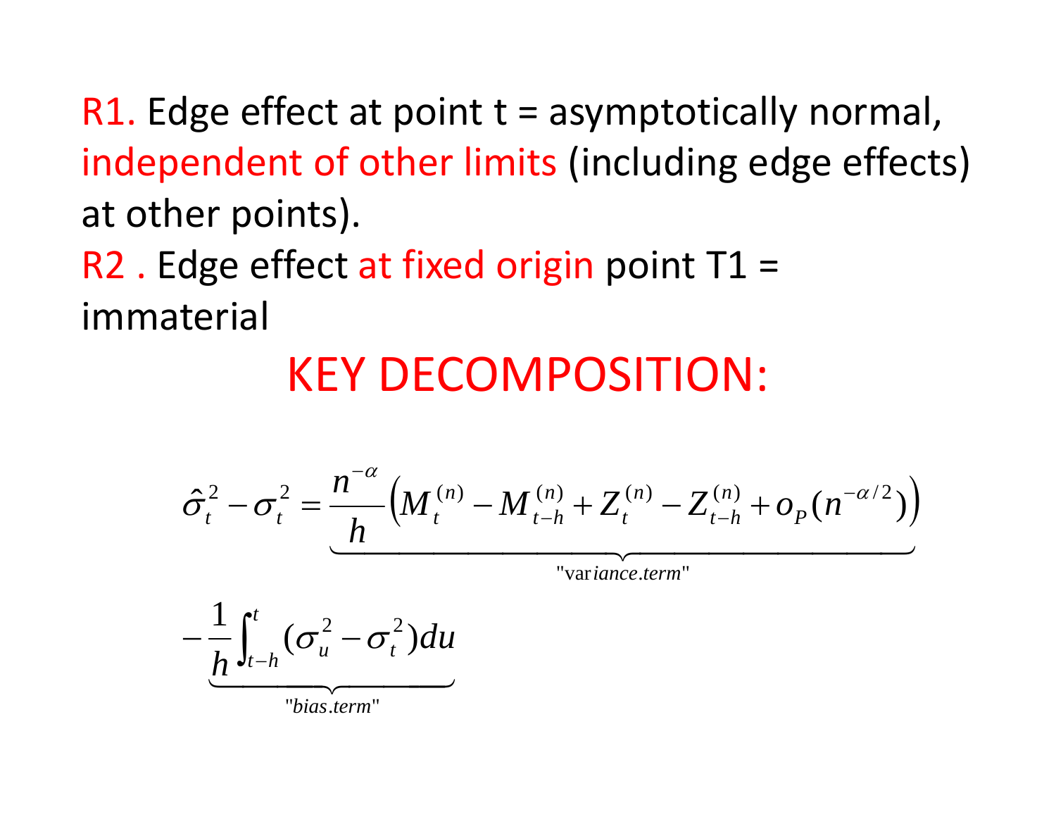R1. Edge effect at point t = asymptotically normal, independent of other limits (including edge effects) at other points).

R2 . Edge effect at fixed origin point T1 = immaterial

## KEY DECOMPOSITION:

$$\hat{\sigma}_t^2 - \sigma_t^2 = \underbrace{\frac{n^{-\alpha}}{h}\left(M_t^{(n)} - M_{t-h}^{(n)} + Z_t^{(n)} - Z_{t-h}^{(n)} + o_P(n^{-\alpha/2})\right)}_{\text{"variance.term"}}$$

$$\underbrace{-\frac{1}{h}\int_{t-h}^{t}(\sigma_u^2 - \sigma_t^2)du}_{\text{"bias.term"}}$$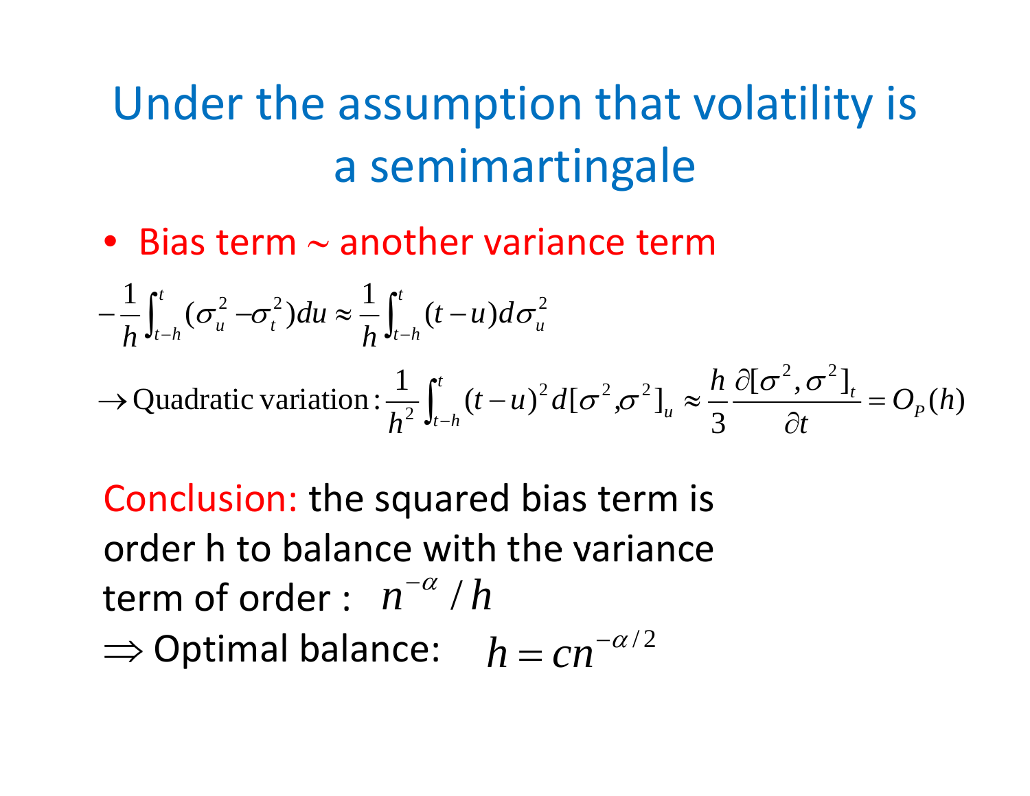# Under the assumption that volatility is a semimartingale

- Bias term ~ another variance term

$$-\frac{1}{h}\int_{t-h}^{t}(\sigma_u^2 - \sigma_t^2)du \approx \frac{1}{h}\int_{t-h}^{t}(t-u)d\sigma_u^2$$

$$\to \text{Quadratic variation}: \frac{1}{h^2}\int_{t-h}^{t}(t-u)^2 d[\sigma^2,\sigma^2]_u \approx \frac{h}{3}\frac{\partial[\sigma^2,\sigma^2]_t}{\partial t} = O_P(h)$$

Conclusion: the squared bias term is order h to balance with the variance term of order : $n^{-\alpha}/h$

$\Rightarrow$ Optimal balance: $h = cn^{-\alpha/2}$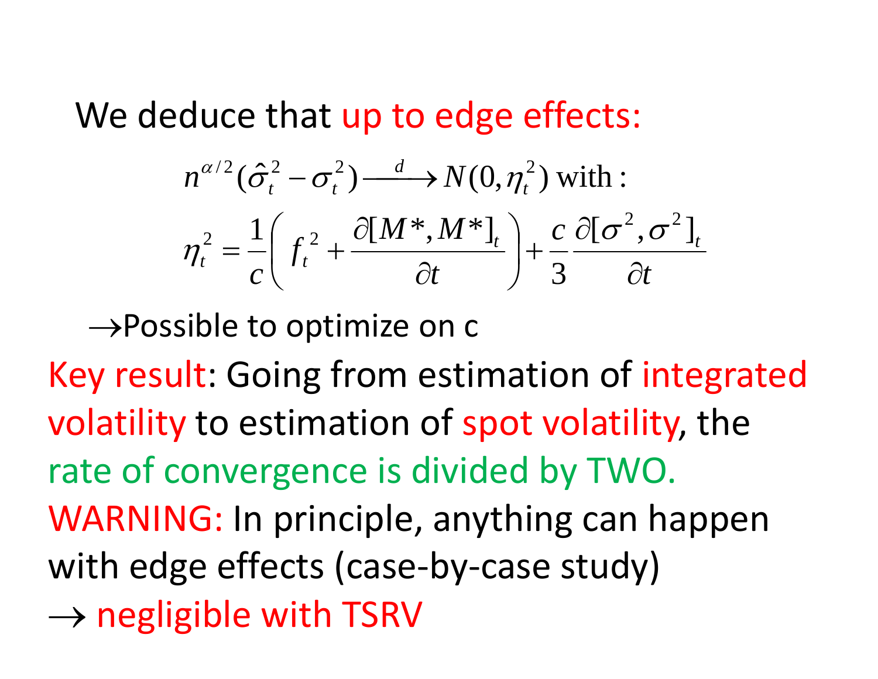We deduce that up to edge effects:

$$n^{\alpha/2}(\hat{\sigma}_t^2 - \sigma_t^2) \xrightarrow{d} N(0, \eta_t^2) \text{ with :}$$

$$\eta_t^2 = \frac{1}{c}\left( f_t^{\,2} + \frac{\partial [M^*, M^*]_t}{\partial t} \right) + \frac{c}{3} \frac{\partial [\sigma^2, \sigma^2]_t}{\partial t}$$

$\rightarrow$Possible to optimize on c

Key result: Going from estimation of integrated volatility to estimation of spot volatility, the rate of convergence is divided by TWO.

WARNING: In principle, anything can happen with edge effects (case-by-case study)

$\rightarrow$ negligible with TSRV